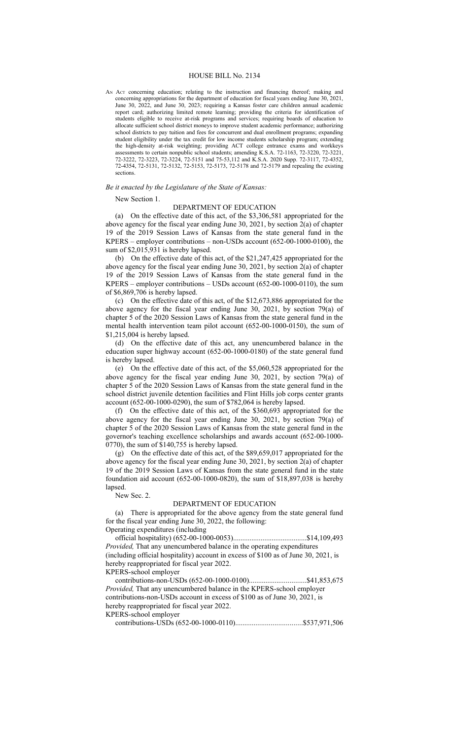# HOUSE BILL No. 2134

AN ACT concerning education; relating to the instruction and financing thereof; making and concerning appropriations for the department of education for fiscal years ending June 30, 2021, June 30, 2022, and June 30, 2023; requiring a Kansas foster care children annual academic report card; authorizing limited remote learning; providing the criteria for identification of students eligible to receive at-risk programs and services; requiring boards of education to allocate sufficient school district moneys to improve student academic performance; authorizing school districts to pay tuition and fees for concurrent and dual enrollment programs; expanding student eligibility under the tax credit for low income students scholarship program; extending the high-density at-risk weighting; providing ACT college entrance exams and workkeys assessments to certain nonpublic school students; amending K.S.A. 72-1163, 72-3220, 72-3221, 72-3222, 72-3223, 72-3224, 72-5151 and 75-53,112 and K.S.A. 2020 Supp. 72-3117, 72-4352, 72-4354, 72-5131, 72-5132, 72-5153, 72-5173, 72-5178 and 72-5179 and repealing the existing sections.

*Be it enacted by the Legislature of the State of Kansas:*

New Section 1.

DEPARTMENT OF EDUCATION

(a) On the effective date of this act, of the $3,306,581 appropriated for the above agency for the fiscal year ending June 30, 2021, by section 2(a) of chapter 19 of the 2019 Session Laws of Kansas from the state general fund in the KPERS – employer contributions – non-USDs account (652-00-1000-0100), the sum of $2,015,931 is hereby lapsed.

(b) On the effective date of this act, of the $21,247,425 appropriated for the above agency for the fiscal year ending June 30, 2021, by section 2(a) of chapter 19 of the 2019 Session Laws of Kansas from the state general fund in the KPERS – employer contributions – USDs account (652-00-1000-0110), the sum of $6,869,706 is hereby lapsed.

(c) On the effective date of this act, of the $12,673,886 appropriated for the above agency for the fiscal year ending June 30, 2021, by section 79(a) of chapter 5 of the 2020 Session Laws of Kansas from the state general fund in the mental health intervention team pilot account (652-00-1000-0150), the sum of $1,215,004 is hereby lapsed.

(d) On the effective date of this act, any unencumbered balance in the education super highway account (652-00-1000-0180) of the state general fund is hereby lapsed.

(e) On the effective date of this act, of the $5,060,528 appropriated for the above agency for the fiscal year ending June 30, 2021, by section 79(a) of chapter 5 of the 2020 Session Laws of Kansas from the state general fund in the school district juvenile detention facilities and Flint Hills job corps center grants account (652-00-1000-0290), the sum of $782,064 is hereby lapsed.

(f) On the effective date of this act, of the $360,693 appropriated for the above agency for the fiscal year ending June 30, 2021, by section 79(a) of chapter 5 of the 2020 Session Laws of Kansas from the state general fund in the governor's teaching excellence scholarships and awards account (652-00-1000-0770), the sum of $140,755 is hereby lapsed.

(g) On the effective date of this act, of the $89,659,017 appropriated for the above agency for the fiscal year ending June 30, 2021, by section 2(a) of chapter 19 of the 2019 Session Laws of Kansas from the state general fund in the state foundation aid account (652-00-1000-0820), the sum of $18,897,038 is hereby lapsed.

New Sec. 2.

DEPARTMENT OF EDUCATION

(a) There is appropriated for the above agency from the state general fund for the fiscal year ending June 30, 2022, the following:

Operating expenditures (including official hospitality) (652-00-1000-0053)........................................$14,109,493

*Provided,* That any unencumbered balance in the operating expenditures (including official hospitality) account in excess of $100 as of June 30, 2021, is hereby reappropriated for fiscal year 2022.

KPERS-school employer contributions-non-USDs (652-00-1000-0100)...............................$41,853,675

*Provided,* That any unencumbered balance in the KPERS-school employer contributions-non-USDs account in excess of $100 as of June 30, 2021, is hereby reappropriated for fiscal year 2022.

KPERS-school employer contributions-USDs (652-00-1000-0110)....................................$537,971,506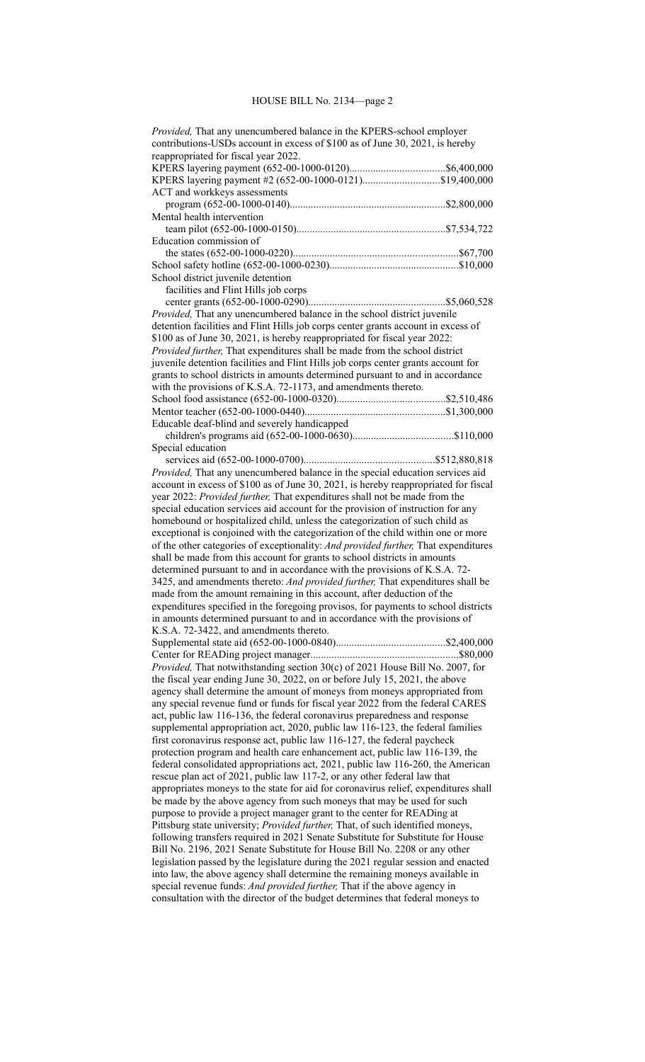*Provided,* That any unencumbered balance in the KPERS-school employer contributions-USDs account in excess of $100 as of June 30, 2021, is hereby reappropriated for fiscal year 2022.

KPERS layering payment (652-00-1000-0120)....................................$6,400,000

KPERS layering payment #2 (652-00-1000-0121).............................$19,400,000

ACT and workkeys assessments program (652-00-1000-0140)...........................................................$2,800,000

Mental health intervention team pilot (652-00-1000-0150).......................................................$7,534,722

Education commission of the states (652-00-1000-0220)..............................................................$67,700

School safety hotline (652-00-1000-0230)................................................$10,000

School district juvenile detention facilities and Flint Hills job corps center grants (652-00-1000-0290)....................................................$5,060,528

*Provided,* That any unencumbered balance in the school district juvenile detention facilities and Flint Hills job corps center grants account in excess of $100 as of June 30, 2021, is hereby reappropriated for fiscal year 2022: *Provided further,* That expenditures shall be made from the school district juvenile detention facilities and Flint Hills job corps center grants account for grants to school districts in amounts determined pursuant to and in accordance with the provisions of K.S.A. 72-1173, and amendments thereto.

School food assistance (652-00-1000-0320).........................................$2,510,486

Mentor teacher (652-00-1000-0440).....................................................$1,300,000

Educable deaf-blind and severely handicapped children's programs aid (652-00-1000-0630)......................................$110,000

Special education services aid (652-00-1000-0700).................................................$512,880,818

*Provided,* That any unencumbered balance in the special education services aid account in excess of $100 as of June 30, 2021, is hereby reappropriated for fiscal year 2022: *Provided further,* That expenditures shall not be made from the special education services aid account for the provision of instruction for any homebound or hospitalized child, unless the categorization of such child as exceptional is conjoined with the categorization of the child within one or more of the other categories of exceptionality: *And provided further,* That expenditures shall be made from this account for grants to school districts in amounts determined pursuant to and in accordance with the provisions of K.S.A. 72-3425, and amendments thereto: *And provided further,* That expenditures shall be made from the amount remaining in this account, after deduction of the expenditures specified in the foregoing provisos, for payments to school districts in amounts determined pursuant to and in accordance with the provisions of K.S.A. 72-3422, and amendments thereto.

Supplemental state aid (652-00-1000-0840).........................................$2,400,000

Center for READing project manager........................................................$80,000

*Provided,* That notwithstanding section 30(c) of 2021 House Bill No. 2007, for the fiscal year ending June 30, 2022, on or before July 15, 2021, the above agency shall determine the amount of moneys from moneys appropriated from any special revenue fund or funds for fiscal year 2022 from the federal CARES act, public law 116-136, the federal coronavirus preparedness and response supplemental appropriation act, 2020, public law 116-123, the federal families first coronavirus response act, public law 116-127, the federal paycheck protection program and health care enhancement act, public law 116-139, the federal consolidated appropriations act, 2021, public law 116-260, the American rescue plan act of 2021, public law 117-2, or any other federal law that appropriates moneys to the state for aid for coronavirus relief, expenditures shall be made by the above agency from such moneys that may be used for such purpose to provide a project manager grant to the center for READing at Pittsburg state university; *Provided further,* That, of such identified moneys, following transfers required in 2021 Senate Substitute for Substitute for House Bill No. 2196, 2021 Senate Substitute for House Bill No. 2208 or any other legislation passed by the legislature during the 2021 regular session and enacted into law, the above agency shall determine the remaining moneys available in special revenue funds: *And provided further,* That if the above agency in consultation with the director of the budget determines that federal moneys to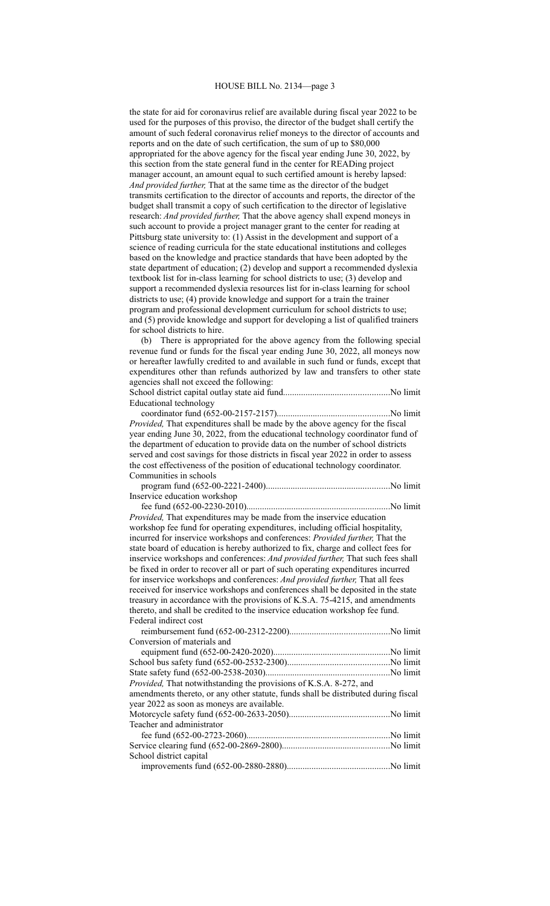the state for aid for coronavirus relief are available during fiscal year 2022 to be used for the purposes of this proviso, the director of the budget shall certify the amount of such federal coronavirus relief moneys to the director of accounts and reports and on the date of such certification, the sum of up to $80,000 appropriated for the above agency for the fiscal year ending June 30, 2022, by this section from the state general fund in the center for READing project manager account, an amount equal to such certified amount is hereby lapsed: *And provided further,* That at the same time as the director of the budget transmits certification to the director of accounts and reports, the director of the budget shall transmit a copy of such certification to the director of legislative research: *And provided further,* That the above agency shall expend moneys in such account to provide a project manager grant to the center for reading at Pittsburg state university to: (1) Assist in the development and support of a science of reading curricula for the state educational institutions and colleges based on the knowledge and practice standards that have been adopted by the state department of education; (2) develop and support a recommended dyslexia textbook list for in-class learning for school districts to use; (3) develop and support a recommended dyslexia resources list for in-class learning for school districts to use; (4) provide knowledge and support for a train the trainer program and professional development curriculum for school districts to use; and (5) provide knowledge and support for developing a list of qualified trainers for school districts to hire.

(b) There is appropriated for the above agency from the following special revenue fund or funds for the fiscal year ending June 30, 2022, all moneys now or hereafter lawfully credited to and available in such fund or funds, except that expenditures other than refunds authorized by law and transfers to other state agencies shall not exceed the following:

School district capital outlay state aid fund............................................No limit

Educational technology coordinator fund (652-00-2157-2157)..................................................No limit

*Provided,* That expenditures shall be made by the above agency for the fiscal year ending June 30, 2022, from the educational technology coordinator fund of the department of education to provide data on the number of school districts served and cost savings for those districts in fiscal year 2022 in order to assess the cost effectiveness of the position of educational technology coordinator.

Communities in schools program fund (652-00-2221-2400).......................................................No limit

Inservice education workshop fee fund (652-00-2230-2010)...............................................................No limit

*Provided,* That expenditures may be made from the inservice education workshop fee fund for operating expenditures, including official hospitality, incurred for inservice workshops and conferences: *Provided further,* That the state board of education is hereby authorized to fix, charge and collect fees for inservice workshops and conferences: *And provided further,* That such fees shall be fixed in order to recover all or part of such operating expenditures incurred for inservice workshops and conferences: *And provided further,* That all fees received for inservice workshops and conferences shall be deposited in the state treasury in accordance with the provisions of K.S.A. 75-4215, and amendments thereto, and shall be credited to the inservice education workshop fee fund.

Federal indirect cost reimbursement fund (652-00-2312-2200)............................................No limit

Conversion of materials and equipment fund (652-00-2420-2020)....................................................No limit

School bus safety fund (652-00-2532-2300)............................................No limit

State safety fund (652-00-2538-2030).......................................................No limit

*Provided,* That notwithstanding the provisions of K.S.A. 8-272, and amendments thereto, or any other statute, funds shall be distributed during fiscal year 2022 as soon as moneys are available.

Motorcycle safety fund (652-00-2633-2050).............................................No limit

Teacher and administrator fee fund (652-00-2723-2060)...............................................................No limit

Service clearing fund (652-00-2869-2800)................................................No limit

School district capital improvements fund (652-00-2880-2880).............................................No limit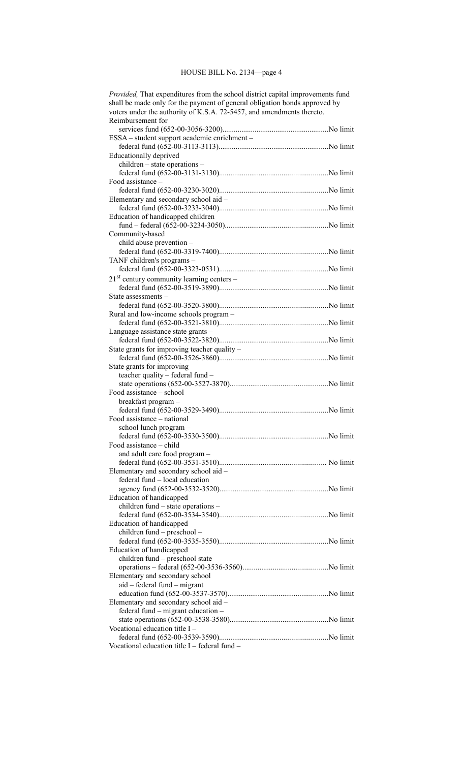*Provided,* That expenditures from the school district capital improvements fund shall be made only for the payment of general obligation bonds approved by voters under the authority of K.S.A. 72-5457, and amendments thereto.

| | |
|---|---|
| Reimbursement for services fund (652-00-3056-3200) | No limit |
| ESSA – student support academic enrichment – federal fund (652-00-3113-3113) | No limit |
| Educationally deprived children – state operations – federal fund (652-00-3131-3130) | No limit |
| Food assistance – federal fund (652-00-3230-3020) | No limit |
| Elementary and secondary school aid – federal fund (652-00-3233-3040) | No limit |
| Education of handicapped children fund – federal (652-00-3234-3050) | No limit |
| Community-based child abuse prevention – federal fund (652-00-3319-7400) | No limit |
| TANF children's programs – federal fund (652-00-3323-0531) | No limit |
| 21st century community learning centers – federal fund (652-00-3519-3890) | No limit |
| State assessments – federal fund (652-00-3520-3800) | No limit |
| Rural and low-income schools program – federal fund (652-00-3521-3810) | No limit |
| Language assistance state grants – federal fund (652-00-3522-3820) | No limit |
| State grants for improving teacher quality – federal fund (652-00-3526-3860) | No limit |
| State grants for improving teacher quality – federal fund – state operations (652-00-3527-3870) | No limit |
| Food assistance – school breakfast program – federal fund (652-00-3529-3490) | No limit |
| Food assistance – national school lunch program – federal fund (652-00-3530-3500) | No limit |
| Food assistance – child and adult care food program – federal fund (652-00-3531-3510) | No limit |
| Elementary and secondary school aid – federal fund – local education agency fund (652-00-3532-3520) | No limit |
| Education of handicapped children fund – state operations – federal fund (652-00-3534-3540) | No limit |
| Education of handicapped children fund – preschool – federal fund (652-00-3535-3550) | No limit |
| Education of handicapped children fund – preschool state operations – federal (652-00-3536-3560) | No limit |
| Elementary and secondary school aid – federal fund – migrant education fund (652-00-3537-3570) | No limit |
| Elementary and secondary school aid – federal fund – migrant education – state operations (652-00-3538-3580) | No limit |
| Vocational education title I – federal fund (652-00-3539-3590) | No limit |

Vocational education title I – federal fund –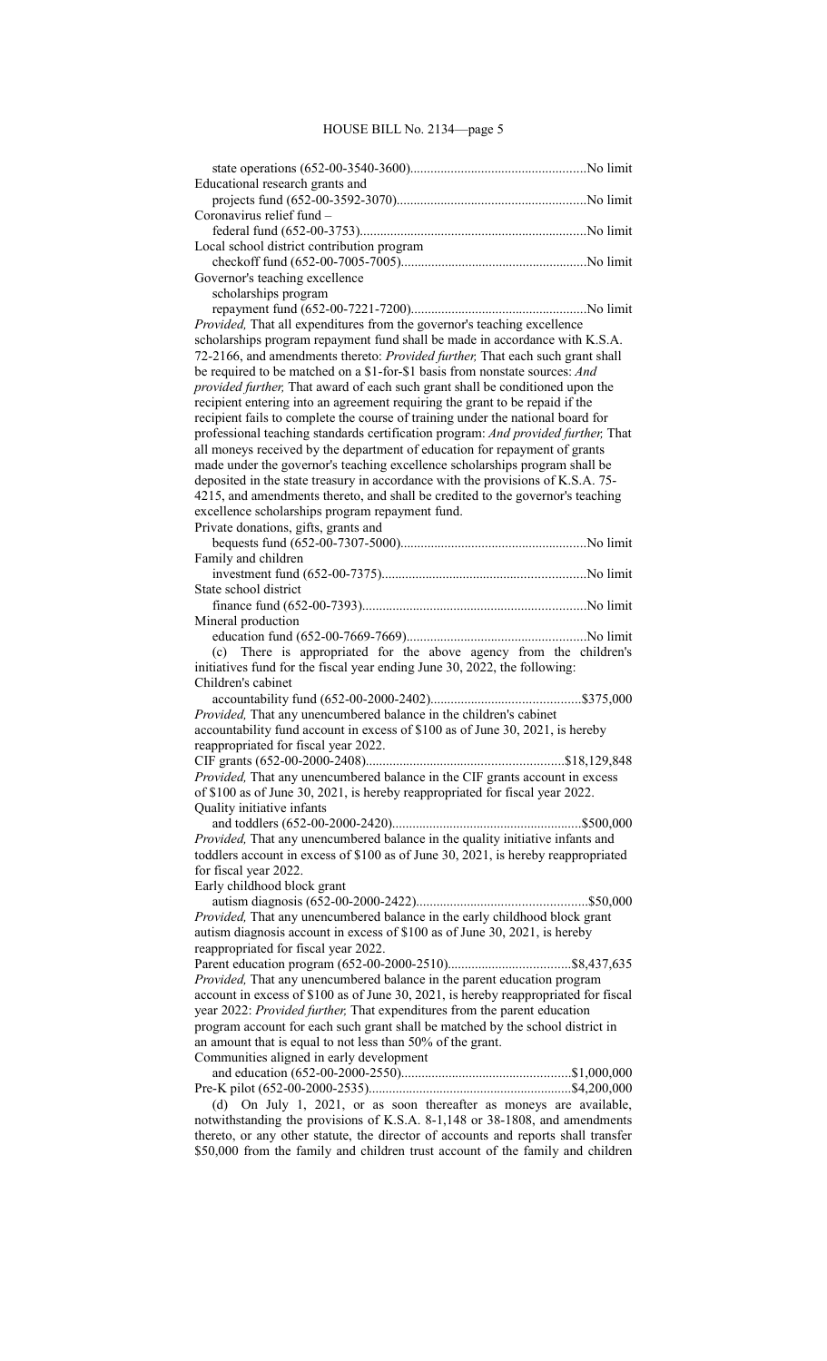state operations (652-00-3540-3600)....................................................No limit

Educational research grants and
projects fund (652-00-3592-3070)........................................................No limit

Coronavirus relief fund –
federal fund (652-00-3753)...................................................................No limit

Local school district contribution program
checkoff fund (652-00-7005-7005).......................................................No limit

Governor's teaching excellence
scholarships program
repayment fund (652-00-7221-7200)....................................................No limit

*Provided,* That all expenditures from the governor's teaching excellence scholarships program repayment fund shall be made in accordance with K.S.A. 72-2166, and amendments thereto: *Provided further,* That each such grant shall be required to be matched on a $1-for-$1 basis from nonstate sources: *And provided further,* That award of each such grant shall be conditioned upon the recipient entering into an agreement requiring the grant to be repaid if the recipient fails to complete the course of training under the national board for professional teaching standards certification program: *And provided further,* That all moneys received by the department of education for repayment of grants made under the governor's teaching excellence scholarships program shall be deposited in the state treasury in accordance with the provisions of K.S.A. 75-4215, and amendments thereto, and shall be credited to the governor's teaching excellence scholarships program repayment fund.

Private donations, gifts, grants and
bequests fund (652-00-7307-5000).......................................................No limit

Family and children
investment fund (652-00-7375)............................................................No limit

State school district
finance fund (652-00-7393)..................................................................No limit

Mineral production
education fund (652-00-7669-7669).....................................................No limit

(c) There is appropriated for the above agency from the children's initiatives fund for the fiscal year ending June 30, 2022, the following:

Children's cabinet
accountability fund (652-00-2000-2402)............................................$375,000

*Provided,* That any unencumbered balance in the children's cabinet accountability fund account in excess of $100 as of June 30, 2021, is hereby reappropriated for fiscal year 2022.

CIF grants (652-00-2000-2408)..........................................................$18,129,848

*Provided,* That any unencumbered balance in the CIF grants account in excess of $100 as of June 30, 2021, is hereby reappropriated for fiscal year 2022.

Quality initiative infants
and toddlers (652-00-2000-2420)........................................................$500,000

*Provided,* That any unencumbered balance in the quality initiative infants and toddlers account in excess of $100 as of June 30, 2021, is hereby reappropriated for fiscal year 2022.

Early childhood block grant
autism diagnosis (652-00-2000-2422)..................................................$50,000

*Provided,* That any unencumbered balance in the early childhood block grant autism diagnosis account in excess of $100 as of June 30, 2021, is hereby reappropriated for fiscal year 2022.

Parent education program (652-00-2000-2510)....................................$8,437,635

*Provided,* That any unencumbered balance in the parent education program account in excess of $100 as of June 30, 2021, is hereby reappropriated for fiscal year 2022: *Provided further,* That expenditures from the parent education program account for each such grant shall be matched by the school district in an amount that is equal to not less than 50% of the grant.

Communities aligned in early development
and education (652-00-2000-2550)..................................................$1,000,000

Pre-K pilot (652-00-2000-2535)............................................................$4,200,000

(d) On July 1, 2021, or as soon thereafter as moneys are available, notwithstanding the provisions of K.S.A. 8-1,148 or 38-1808, and amendments thereto, or any other statute, the director of accounts and reports shall transfer $50,000 from the family and children trust account of the family and children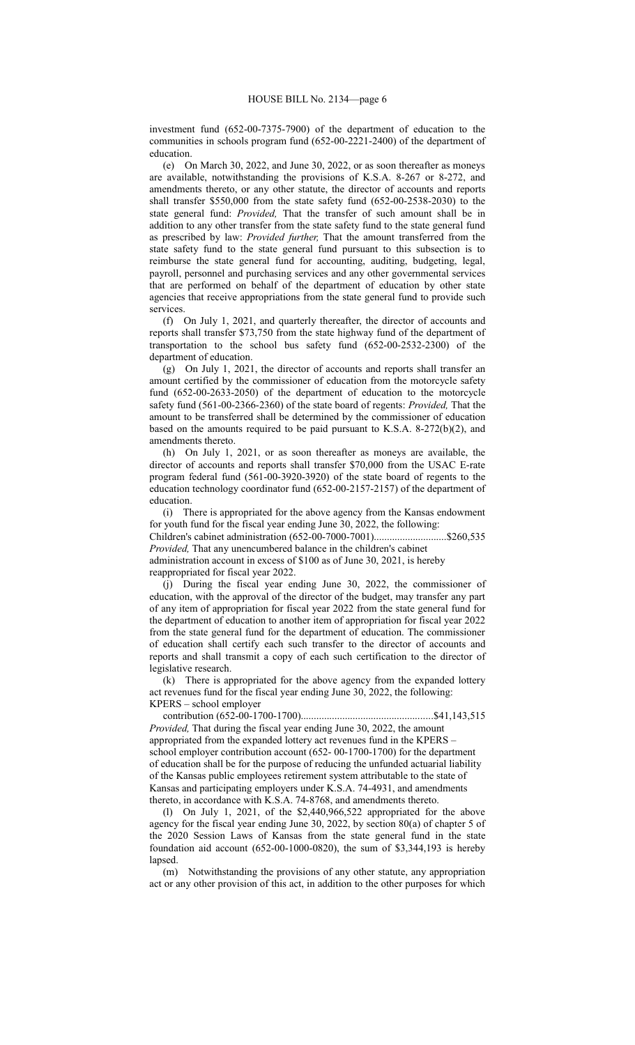investment fund (652-00-7375-7900) of the department of education to the communities in schools program fund (652-00-2221-2400) of the department of education.

(e) On March 30, 2022, and June 30, 2022, or as soon thereafter as moneys are available, notwithstanding the provisions of K.S.A. 8-267 or 8-272, and amendments thereto, or any other statute, the director of accounts and reports shall transfer $550,000 from the state safety fund (652-00-2538-2030) to the state general fund: *Provided,* That the transfer of such amount shall be in addition to any other transfer from the state safety fund to the state general fund as prescribed by law: *Provided further,* That the amount transferred from the state safety fund to the state general fund pursuant to this subsection is to reimburse the state general fund for accounting, auditing, budgeting, legal, payroll, personnel and purchasing services and any other governmental services that are performed on behalf of the department of education by other state agencies that receive appropriations from the state general fund to provide such services.

(f) On July 1, 2021, and quarterly thereafter, the director of accounts and reports shall transfer $73,750 from the state highway fund of the department of transportation to the school bus safety fund (652-00-2532-2300) of the department of education.

(g) On July 1, 2021, the director of accounts and reports shall transfer an amount certified by the commissioner of education from the motorcycle safety fund (652-00-2633-2050) of the department of education to the motorcycle safety fund (561-00-2366-2360) of the state board of regents: *Provided,* That the amount to be transferred shall be determined by the commissioner of education based on the amounts required to be paid pursuant to K.S.A. 8-272(b)(2), and amendments thereto.

(h) On July 1, 2021, or as soon thereafter as moneys are available, the director of accounts and reports shall transfer $70,000 from the USAC E-rate program federal fund (561-00-3920-3920) of the state board of regents to the education technology coordinator fund (652-00-2157-2157) of the department of education.

(i) There is appropriated for the above agency from the Kansas endowment for youth fund for the fiscal year ending June 30, 2022, the following:

Children's cabinet administration (652-00-7000-7001)............................$260,535

*Provided,* That any unencumbered balance in the children's cabinet administration account in excess of $100 as of June 30, 2021, is hereby reappropriated for fiscal year 2022.

(j) During the fiscal year ending June 30, 2022, the commissioner of education, with the approval of the director of the budget, may transfer any part of any item of appropriation for fiscal year 2022 from the state general fund for the department of education to another item of appropriation for fiscal year 2022 from the state general fund for the department of education. The commissioner of education shall certify each such transfer to the director of accounts and reports and shall transmit a copy of each such certification to the director of legislative research.

(k) There is appropriated for the above agency from the expanded lottery act revenues fund for the fiscal year ending June 30, 2022, the following:

KPERS – school employer contribution (652-00-1700-1700)...................................................$41,143,515

*Provided,* That during the fiscal year ending June 30, 2022, the amount appropriated from the expanded lottery act revenues fund in the KPERS – school employer contribution account (652- 00-1700-1700) for the department of education shall be for the purpose of reducing the unfunded actuarial liability of the Kansas public employees retirement system attributable to the state of Kansas and participating employers under K.S.A. 74-4931, and amendments thereto, in accordance with K.S.A. 74-8768, and amendments thereto.

(l) On July 1, 2021, of the $2,440,966,522 appropriated for the above agency for the fiscal year ending June 30, 2022, by section 80(a) of chapter 5 of the 2020 Session Laws of Kansas from the state general fund in the state foundation aid account (652-00-1000-0820), the sum of $3,344,193 is hereby lapsed.

(m) Notwithstanding the provisions of any other statute, any appropriation act or any other provision of this act, in addition to the other purposes for which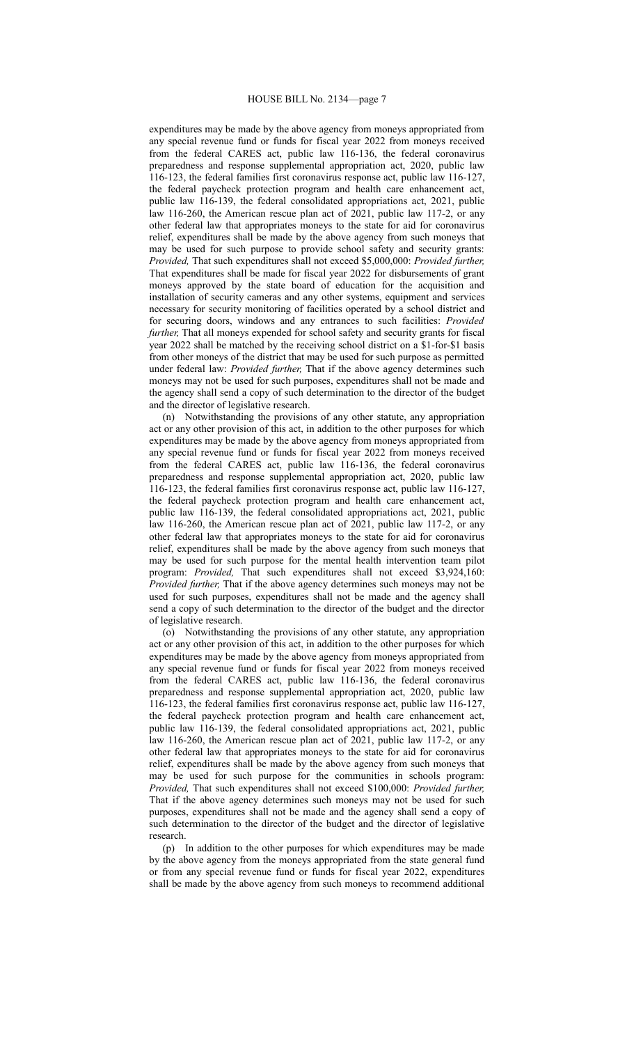expenditures may be made by the above agency from moneys appropriated from any special revenue fund or funds for fiscal year 2022 from moneys received from the federal CARES act, public law 116-136, the federal coronavirus preparedness and response supplemental appropriation act, 2020, public law 116-123, the federal families first coronavirus response act, public law 116-127, the federal paycheck protection program and health care enhancement act, public law 116-139, the federal consolidated appropriations act, 2021, public law 116-260, the American rescue plan act of 2021, public law 117-2, or any other federal law that appropriates moneys to the state for aid for coronavirus relief, expenditures shall be made by the above agency from such moneys that may be used for such purpose to provide school safety and security grants: *Provided,* That such expenditures shall not exceed $5,000,000: *Provided further,* That expenditures shall be made for fiscal year 2022 for disbursements of grant moneys approved by the state board of education for the acquisition and installation of security cameras and any other systems, equipment and services necessary for security monitoring of facilities operated by a school district and for securing doors, windows and any entrances to such facilities: *Provided further,* That all moneys expended for school safety and security grants for fiscal year 2022 shall be matched by the receiving school district on a $1-for-$1 basis from other moneys of the district that may be used for such purpose as permitted under federal law: *Provided further,* That if the above agency determines such moneys may not be used for such purposes, expenditures shall not be made and the agency shall send a copy of such determination to the director of the budget and the director of legislative research.

(n) Notwithstanding the provisions of any other statute, any appropriation act or any other provision of this act, in addition to the other purposes for which expenditures may be made by the above agency from moneys appropriated from any special revenue fund or funds for fiscal year 2022 from moneys received from the federal CARES act, public law 116-136, the federal coronavirus preparedness and response supplemental appropriation act, 2020, public law 116-123, the federal families first coronavirus response act, public law 116-127, the federal paycheck protection program and health care enhancement act, public law 116-139, the federal consolidated appropriations act, 2021, public law 116-260, the American rescue plan act of 2021, public law 117-2, or any other federal law that appropriates moneys to the state for aid for coronavirus relief, expenditures shall be made by the above agency from such moneys that may be used for such purpose for the mental health intervention team pilot program: *Provided,* That such expenditures shall not exceed $3,924,160: *Provided further,* That if the above agency determines such moneys may not be used for such purposes, expenditures shall not be made and the agency shall send a copy of such determination to the director of the budget and the director of legislative research.

(o) Notwithstanding the provisions of any other statute, any appropriation act or any other provision of this act, in addition to the other purposes for which expenditures may be made by the above agency from moneys appropriated from any special revenue fund or funds for fiscal year 2022 from moneys received from the federal CARES act, public law 116-136, the federal coronavirus preparedness and response supplemental appropriation act, 2020, public law 116-123, the federal families first coronavirus response act, public law 116-127, the federal paycheck protection program and health care enhancement act, public law 116-139, the federal consolidated appropriations act, 2021, public law 116-260, the American rescue plan act of 2021, public law 117-2, or any other federal law that appropriates moneys to the state for aid for coronavirus relief, expenditures shall be made by the above agency from such moneys that may be used for such purpose for the communities in schools program: *Provided,* That such expenditures shall not exceed $100,000: *Provided further,* That if the above agency determines such moneys may not be used for such purposes, expenditures shall not be made and the agency shall send a copy of such determination to the director of the budget and the director of legislative research.

(p) In addition to the other purposes for which expenditures may be made by the above agency from the moneys appropriated from the state general fund or from any special revenue fund or funds for fiscal year 2022, expenditures shall be made by the above agency from such moneys to recommend additional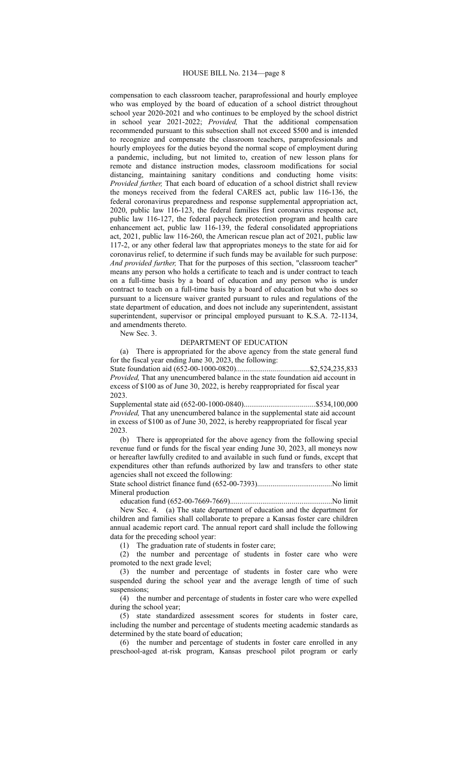compensation to each classroom teacher, paraprofessional and hourly employee who was employed by the board of education of a school district throughout school year 2020-2021 and who continues to be employed by the school district in school year 2021-2022; *Provided,* That the additional compensation recommended pursuant to this subsection shall not exceed $500 and is intended to recognize and compensate the classroom teachers, paraprofessionals and hourly employees for the duties beyond the normal scope of employment during a pandemic, including, but not limited to, creation of new lesson plans for remote and distance instruction modes, classroom modifications for social distancing, maintaining sanitary conditions and conducting home visits: *Provided further,* That each board of education of a school district shall review the moneys received from the federal CARES act, public law 116-136, the federal coronavirus preparedness and response supplemental appropriation act, 2020, public law 116-123, the federal families first coronavirus response act, public law 116-127, the federal paycheck protection program and health care enhancement act, public law 116-139, the federal consolidated appropriations act, 2021, public law 116-260, the American rescue plan act of 2021, public law 117-2, or any other federal law that appropriates moneys to the state for aid for coronavirus relief, to determine if such funds may be available for such purpose: *And provided further,* That for the purposes of this section, "classroom teacher" means any person who holds a certificate to teach and is under contract to teach on a full-time basis by a board of education and any person who is under contract to teach on a full-time basis by a board of education but who does so pursuant to a licensure waiver granted pursuant to rules and regulations of the state department of education, and does not include any superintendent, assistant superintendent, supervisor or principal employed pursuant to K.S.A. 72-1134, and amendments thereto.

New Sec. 3.

DEPARTMENT OF EDUCATION

(a) There is appropriated for the above agency from the state general fund for the fiscal year ending June 30, 2023, the following:

State foundation aid (652-00-1000-0820)......................................$2,524,235,833

*Provided,* That any unencumbered balance in the state foundation aid account in excess of $100 as of June 30, 2022, is hereby reappropriated for fiscal year 2023.

Supplemental state aid (652-00-1000-0840).....................................$534,100,000

*Provided,* That any unencumbered balance in the supplemental state aid account in excess of $100 as of June 30, 2022, is hereby reappropriated for fiscal year 2023.

(b) There is appropriated for the above agency from the following special revenue fund or funds for the fiscal year ending June 30, 2023, all moneys now or hereafter lawfully credited to and available in such fund or funds, except that expenditures other than refunds authorized by law and transfers to other state agencies shall not exceed the following:

State school district finance fund (652-00-7393).......................................No limit

Mineral production education fund (652-00-7669-7669).....................................................No limit

New Sec. 4. (a) The state department of education and the department for children and families shall collaborate to prepare a Kansas foster care children annual academic report card. The annual report card shall include the following data for the preceding school year:

(1) The graduation rate of students in foster care;

(2) the number and percentage of students in foster care who were promoted to the next grade level;

(3) the number and percentage of students in foster care who were suspended during the school year and the average length of time of such suspensions;

(4) the number and percentage of students in foster care who were expelled during the school year;

(5) state standardized assessment scores for students in foster care, including the number and percentage of students meeting academic standards as determined by the state board of education;

(6) the number and percentage of students in foster care enrolled in any preschool-aged at-risk program, Kansas preschool pilot program or early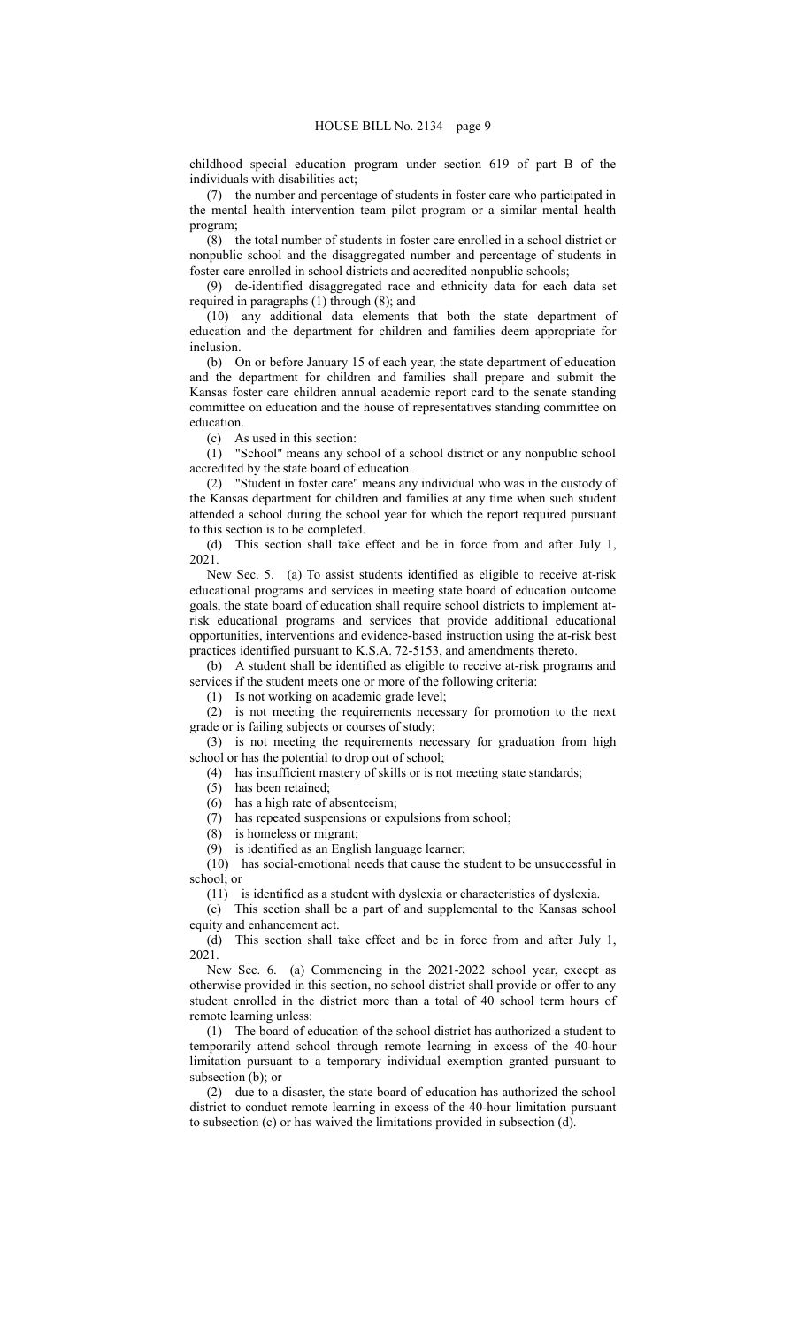childhood special education program under section 619 of part B of the individuals with disabilities act;

(7) the number and percentage of students in foster care who participated in the mental health intervention team pilot program or a similar mental health program;

(8) the total number of students in foster care enrolled in a school district or nonpublic school and the disaggregated number and percentage of students in foster care enrolled in school districts and accredited nonpublic schools;

(9) de-identified disaggregated race and ethnicity data for each data set required in paragraphs (1) through (8); and

(10) any additional data elements that both the state department of education and the department for children and families deem appropriate for inclusion.

(b) On or before January 15 of each year, the state department of education and the department for children and families shall prepare and submit the Kansas foster care children annual academic report card to the senate standing committee on education and the house of representatives standing committee on education.

(c) As used in this section:

(1) "School" means any school of a school district or any nonpublic school accredited by the state board of education.

(2) "Student in foster care" means any individual who was in the custody of the Kansas department for children and families at any time when such student attended a school during the school year for which the report required pursuant to this section is to be completed.

(d) This section shall take effect and be in force from and after July 1, 2021.

New Sec. 5. (a) To assist students identified as eligible to receive at-risk educational programs and services in meeting state board of education outcome goals, the state board of education shall require school districts to implement at-risk educational programs and services that provide additional educational opportunities, interventions and evidence-based instruction using the at-risk best practices identified pursuant to K.S.A. 72-5153, and amendments thereto.

(b) A student shall be identified as eligible to receive at-risk programs and services if the student meets one or more of the following criteria:

(1) Is not working on academic grade level;

(2) is not meeting the requirements necessary for promotion to the next grade or is failing subjects or courses of study;

(3) is not meeting the requirements necessary for graduation from high school or has the potential to drop out of school;

(4) has insufficient mastery of skills or is not meeting state standards;

(5) has been retained;

(6) has a high rate of absenteeism;

(7) has repeated suspensions or expulsions from school;

(8) is homeless or migrant;

(9) is identified as an English language learner;

(10) has social-emotional needs that cause the student to be unsuccessful in school; or

(11) is identified as a student with dyslexia or characteristics of dyslexia.

(c) This section shall be a part of and supplemental to the Kansas school equity and enhancement act.

(d) This section shall take effect and be in force from and after July 1, 2021.

New Sec. 6. (a) Commencing in the 2021-2022 school year, except as otherwise provided in this section, no school district shall provide or offer to any student enrolled in the district more than a total of 40 school term hours of remote learning unless:

(1) The board of education of the school district has authorized a student to temporarily attend school through remote learning in excess of the 40-hour limitation pursuant to a temporary individual exemption granted pursuant to subsection (b); or

(2) due to a disaster, the state board of education has authorized the school district to conduct remote learning in excess of the 40-hour limitation pursuant to subsection (c) or has waived the limitations provided in subsection (d).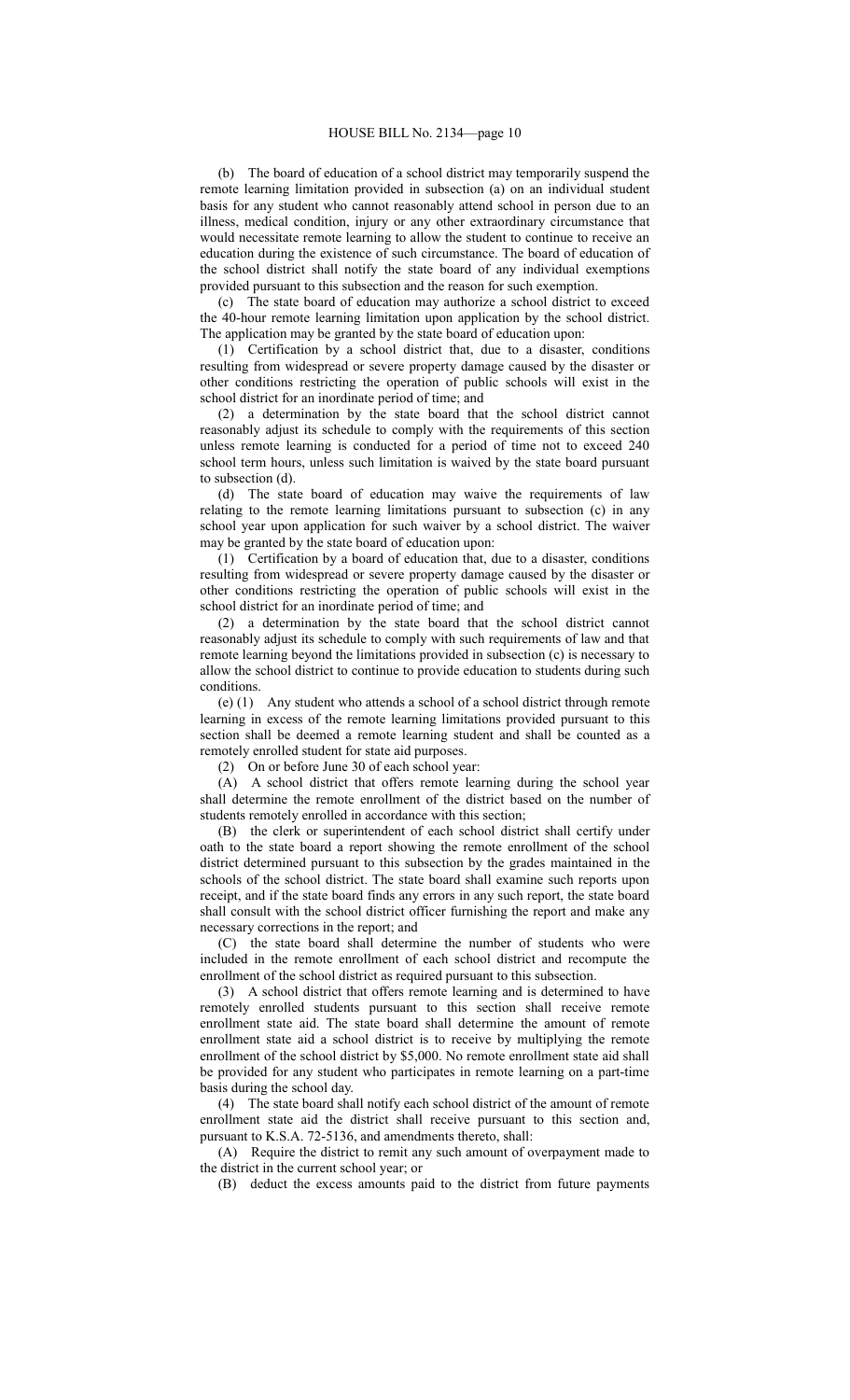(b) The board of education of a school district may temporarily suspend the remote learning limitation provided in subsection (a) on an individual student basis for any student who cannot reasonably attend school in person due to an illness, medical condition, injury or any other extraordinary circumstance that would necessitate remote learning to allow the student to continue to receive an education during the existence of such circumstance. The board of education of the school district shall notify the state board of any individual exemptions provided pursuant to this subsection and the reason for such exemption.

(c) The state board of education may authorize a school district to exceed the 40-hour remote learning limitation upon application by the school district. The application may be granted by the state board of education upon:

(1) Certification by a school district that, due to a disaster, conditions resulting from widespread or severe property damage caused by the disaster or other conditions restricting the operation of public schools will exist in the school district for an inordinate period of time; and

(2) a determination by the state board that the school district cannot reasonably adjust its schedule to comply with the requirements of this section unless remote learning is conducted for a period of time not to exceed 240 school term hours, unless such limitation is waived by the state board pursuant to subsection (d).

(d) The state board of education may waive the requirements of law relating to the remote learning limitations pursuant to subsection (c) in any school year upon application for such waiver by a school district. The waiver may be granted by the state board of education upon:

(1) Certification by a board of education that, due to a disaster, conditions resulting from widespread or severe property damage caused by the disaster or other conditions restricting the operation of public schools will exist in the school district for an inordinate period of time; and

(2) a determination by the state board that the school district cannot reasonably adjust its schedule to comply with such requirements of law and that remote learning beyond the limitations provided in subsection (c) is necessary to allow the school district to continue to provide education to students during such conditions.

(e) (1) Any student who attends a school of a school district through remote learning in excess of the remote learning limitations provided pursuant to this section shall be deemed a remote learning student and shall be counted as a remotely enrolled student for state aid purposes.

(2) On or before June 30 of each school year:

(A) A school district that offers remote learning during the school year shall determine the remote enrollment of the district based on the number of students remotely enrolled in accordance with this section;

(B) the clerk or superintendent of each school district shall certify under oath to the state board a report showing the remote enrollment of the school district determined pursuant to this subsection by the grades maintained in the schools of the school district. The state board shall examine such reports upon receipt, and if the state board finds any errors in any such report, the state board shall consult with the school district officer furnishing the report and make any necessary corrections in the report; and

(C) the state board shall determine the number of students who were included in the remote enrollment of each school district and recompute the enrollment of the school district as required pursuant to this subsection.

(3) A school district that offers remote learning and is determined to have remotely enrolled students pursuant to this section shall receive remote enrollment state aid. The state board shall determine the amount of remote enrollment state aid a school district is to receive by multiplying the remote enrollment of the school district by $5,000. No remote enrollment state aid shall be provided for any student who participates in remote learning on a part-time basis during the school day.

(4) The state board shall notify each school district of the amount of remote enrollment state aid the district shall receive pursuant to this section and, pursuant to K.S.A. 72-5136, and amendments thereto, shall:

(A) Require the district to remit any such amount of overpayment made to the district in the current school year; or

(B) deduct the excess amounts paid to the district from future payments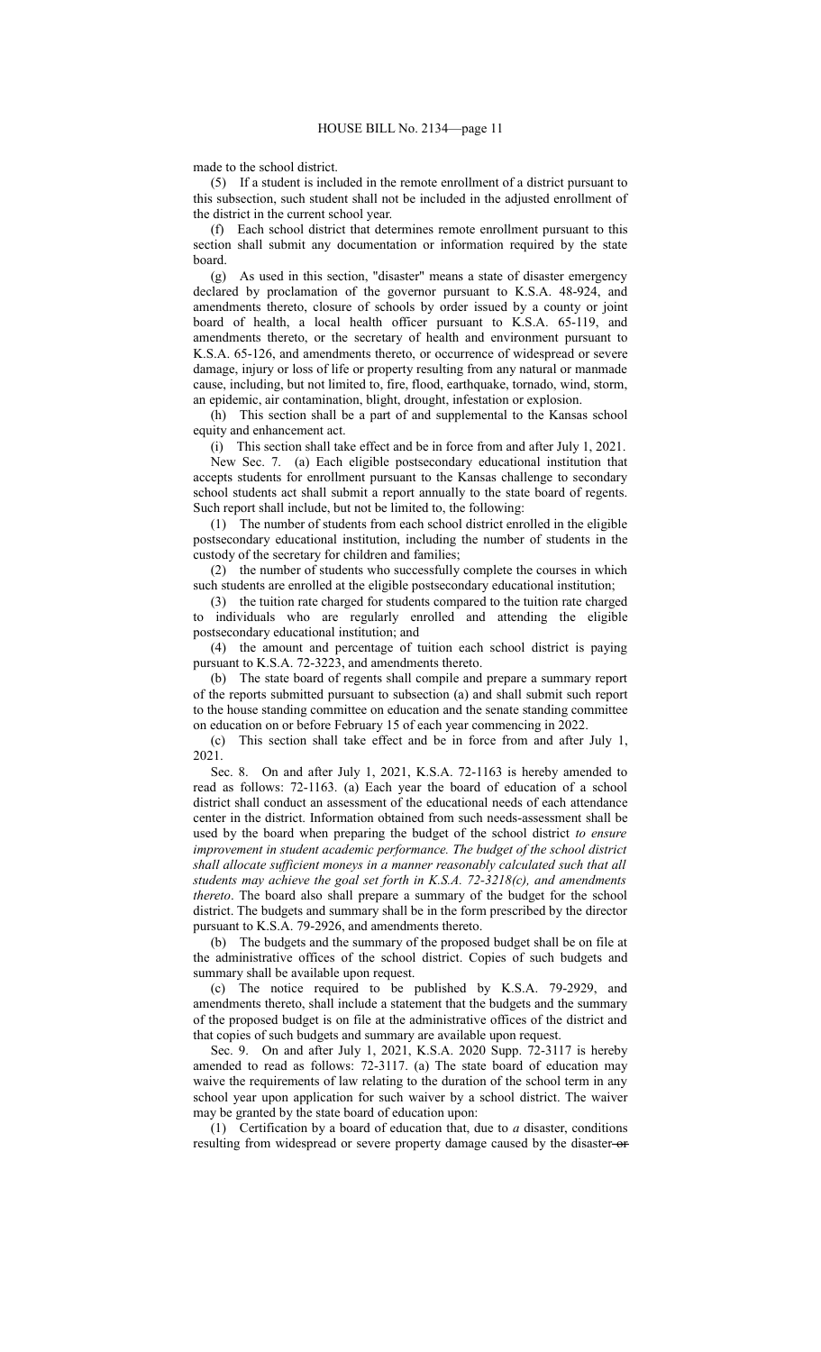made to the school district.

(5) If a student is included in the remote enrollment of a district pursuant to this subsection, such student shall not be included in the adjusted enrollment of the district in the current school year.

(f) Each school district that determines remote enrollment pursuant to this section shall submit any documentation or information required by the state board.

(g) As used in this section, "disaster" means a state of disaster emergency declared by proclamation of the governor pursuant to K.S.A. 48-924, and amendments thereto, closure of schools by order issued by a county or joint board of health, a local health officer pursuant to K.S.A. 65-119, and amendments thereto, or the secretary of health and environment pursuant to K.S.A. 65-126, and amendments thereto, or occurrence of widespread or severe damage, injury or loss of life or property resulting from any natural or manmade cause, including, but not limited to, fire, flood, earthquake, tornado, wind, storm, an epidemic, air contamination, blight, drought, infestation or explosion.

(h) This section shall be a part of and supplemental to the Kansas school equity and enhancement act.

(i) This section shall take effect and be in force from and after July 1, 2021.

New Sec. 7. (a) Each eligible postsecondary educational institution that accepts students for enrollment pursuant to the Kansas challenge to secondary school students act shall submit a report annually to the state board of regents. Such report shall include, but not be limited to, the following:

(1) The number of students from each school district enrolled in the eligible postsecondary educational institution, including the number of students in the custody of the secretary for children and families;

(2) the number of students who successfully complete the courses in which such students are enrolled at the eligible postsecondary educational institution;

(3) the tuition rate charged for students compared to the tuition rate charged to individuals who are regularly enrolled and attending the eligible postsecondary educational institution; and

(4) the amount and percentage of tuition each school district is paying pursuant to K.S.A. 72-3223, and amendments thereto.

(b) The state board of regents shall compile and prepare a summary report of the reports submitted pursuant to subsection (a) and shall submit such report to the house standing committee on education and the senate standing committee on education on or before February 15 of each year commencing in 2022.

(c) This section shall take effect and be in force from and after July 1, 2021.

Sec. 8. On and after July 1, 2021, K.S.A. 72-1163 is hereby amended to read as follows: 72-1163. (a) Each year the board of education of a school district shall conduct an assessment of the educational needs of each attendance center in the district. Information obtained from such needs-assessment shall be used by the board when preparing the budget of the school district *to ensure improvement in student academic performance. The budget of the school district shall allocate sufficient moneys in a manner reasonably calculated such that all students may achieve the goal set forth in K.S.A. 72-3218(c), and amendments thereto*. The board also shall prepare a summary of the budget for the school district. The budgets and summary shall be in the form prescribed by the director pursuant to K.S.A. 79-2926, and amendments thereto.

(b) The budgets and the summary of the proposed budget shall be on file at the administrative offices of the school district. Copies of such budgets and summary shall be available upon request.

(c) The notice required to be published by K.S.A. 79-2929, and amendments thereto, shall include a statement that the budgets and the summary of the proposed budget is on file at the administrative offices of the district and that copies of such budgets and summary are available upon request.

Sec. 9. On and after July 1, 2021, K.S.A. 2020 Supp. 72-3117 is hereby amended to read as follows: 72-3117. (a) The state board of education may waive the requirements of law relating to the duration of the school term in any school year upon application for such waiver by a school district. The waiver may be granted by the state board of education upon:

(1) Certification by a board of education that, due to *a* disaster, conditions resulting from widespread or severe property damage caused by the disaster ~~or~~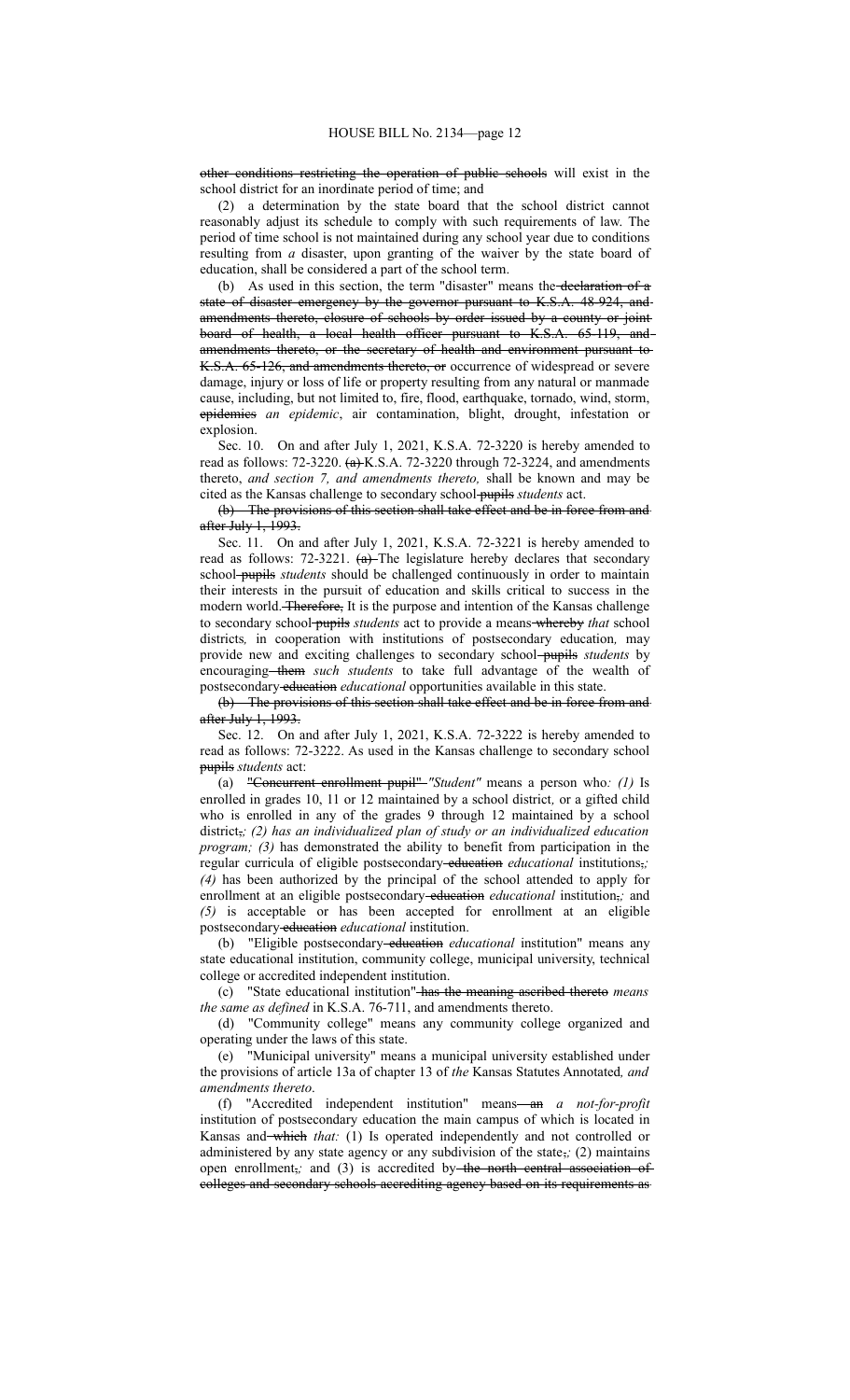other conditions restricting the operation of public schools will exist in the school district for an inordinate period of time; and

(2) a determination by the state board that the school district cannot reasonably adjust its schedule to comply with such requirements of law. The period of time school is not maintained during any school year due to conditions resulting from *a* disaster, upon granting of the waiver by the state board of education, shall be considered a part of the school term.

(b) As used in this section, the term "disaster" means the ~~declaration of a state of disaster emergency by the governor pursuant to K.S.A. 48-924, and amendments thereto, closure of schools by order issued by a county or joint board of health, a local health officer pursuant to K.S.A. 65-119, and amendments thereto, or the secretary of health and environment pursuant to K.S.A. 65-126, and amendments thereto, or~~ occurrence of widespread or severe damage, injury or loss of life or property resulting from any natural or manmade cause, including, but not limited to, fire, flood, earthquake, tornado, wind, storm, ~~epidemics~~ *an epidemic*, air contamination, blight, drought, infestation or explosion.

Sec. 10. On and after July 1, 2021, K.S.A. 72-3220 is hereby amended to read as follows: 72-3220. ~~(a)~~ K.S.A. 72-3220 through 72-3224, and amendments thereto, *and section 7, and amendments thereto,* shall be known and may be cited as the Kansas challenge to secondary school ~~pupils~~ *students* act.

~~(b) The provisions of this section shall take effect and be in force from and after July 1, 1993.~~

Sec. 11. On and after July 1, 2021, K.S.A. 72-3221 is hereby amended to read as follows: 72-3221. ~~(a)~~ The legislature hereby declares that secondary school ~~pupils~~ *students* should be challenged continuously in order to maintain their interests in the pursuit of education and skills critical to success in the modern world. ~~Therefore,~~ It is the purpose and intention of the Kansas challenge to secondary school ~~pupils~~ *students* act to provide a means ~~whereby~~ *that* school districts*,* in cooperation with institutions of postsecondary education*,* may provide new and exciting challenges to secondary school ~~pupils~~ *students* by encouraging ~~them~~ *such students* to take full advantage of the wealth of postsecondary ~~education~~ *educational* opportunities available in this state.

~~(b) The provisions of this section shall take effect and be in force from and after July 1, 1993.~~

Sec. 12. On and after July 1, 2021, K.S.A. 72-3222 is hereby amended to read as follows: 72-3222. As used in the Kansas challenge to secondary school ~~pupils~~ *students* act:

(a) ~~"Concurrent enrollment pupil"~~ *"Student"* means a person who*: (1)* Is enrolled in grades 10, 11 or 12 maintained by a school district*,* or a gifted child who is enrolled in any of the grades 9 through 12 maintained by a school district~~,~~*; (2) has an individualized plan of study or an individualized education program; (3)* has demonstrated the ability to benefit from participation in the regular curricula of eligible postsecondary ~~education~~ *educational* institutions~~,~~*; (4)* has been authorized by the principal of the school attended to apply for enrollment at an eligible postsecondary ~~education~~ *educational* institution~~,~~*;* and *(5)* is acceptable or has been accepted for enrollment at an eligible postsecondary ~~education~~ *educational* institution.

(b) "Eligible postsecondary ~~education~~ *educational* institution" means any state educational institution, community college, municipal university, technical college or accredited independent institution.

(c) "State educational institution" ~~has the meaning ascribed thereto~~ *means the same as defined* in K.S.A. 76-711, and amendments thereto.

(d) "Community college" means any community college organized and operating under the laws of this state.

(e) "Municipal university" means a municipal university established under the provisions of article 13a of chapter 13 of *the* Kansas Statutes Annotated*, and amendments thereto*.

(f) "Accredited independent institution" means ~~an~~ *a not-for-profit* institution of postsecondary education the main campus of which is located in Kansas and ~~which~~ *that:* (1) Is operated independently and not controlled or administered by any state agency or any subdivision of the state~~,~~*;* (2) maintains open enrollment~~,~~*;* and (3) is accredited by ~~the north central association of colleges and secondary schools accrediting agency based on its requirements as~~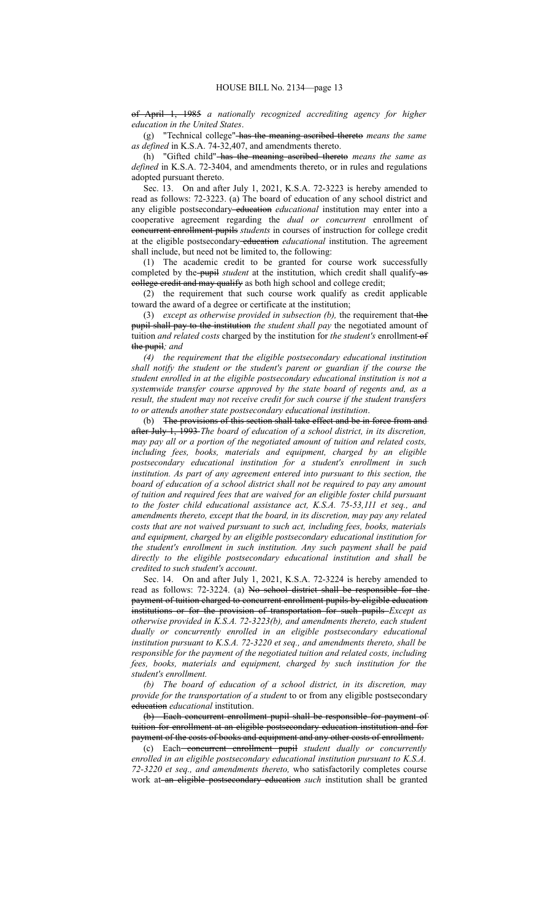~~of April 1, 1985~~ *a nationally recognized accrediting agency for higher education in the United States*.

(g) "Technical college"~~ has the meaning ascribed thereto~~ *means the same as defined* in K.S.A. 74-32,407, and amendments thereto.

(h) "Gifted child"~~ has the meaning ascribed thereto~~ *means the same as defined* in K.S.A. 72-3404, and amendments thereto, or in rules and regulations adopted pursuant thereto.

Sec. 13. On and after July 1, 2021, K.S.A. 72-3223 is hereby amended to read as follows: 72-3223. (a) The board of education of any school district and any eligible postsecondary~~ education~~ *educational* institution may enter into a cooperative agreement regarding the *dual or concurrent* enrollment of ~~concurrent enrollment pupils~~ *students* in courses of instruction for college credit at the eligible postsecondary~~ education~~ *educational* institution. The agreement shall include, but need not be limited to, the following:

(1) The academic credit to be granted for course work successfully completed by the~~ pupil~~ *student* at the institution, which credit shall qualify~~ as college credit and may qualify~~ as both high school and college credit;

(2) the requirement that such course work qualify as credit applicable toward the award of a degree or certificate at the institution;

(3) *except as otherwise provided in subsection (b),* the requirement that~~ the pupil shall pay to the institution~~ *the student shall pay* the negotiated amount of tuition *and related costs* charged by the institution for *the student's* enrollment~~ of the pupil~~*; and*

*(4) the requirement that the eligible postsecondary educational institution shall notify the student or the student's parent or guardian if the course the student enrolled in at the eligible postsecondary educational institution is not a systemwide transfer course approved by the state board of regents and, as a result, the student may not receive credit for such course if the student transfers to or attends another state postsecondary educational institution*.

(b) ~~The provisions of this section shall take effect and be in force from and after July 1, 1993~~ *The board of education of a school district, in its discretion, may pay all or a portion of the negotiated amount of tuition and related costs, including fees, books, materials and equipment, charged by an eligible postsecondary educational institution for a student's enrollment in such institution. As part of any agreement entered into pursuant to this section, the board of education of a school district shall not be required to pay any amount of tuition and required fees that are waived for an eligible foster child pursuant to the foster child educational assistance act, K.S.A. 75-53,111 et seq., and amendments thereto, except that the board, in its discretion, may pay any related costs that are not waived pursuant to such act, including fees, books, materials and equipment, charged by an eligible postsecondary educational institution for the student's enrollment in such institution. Any such payment shall be paid directly to the eligible postsecondary educational institution and shall be credited to such student's account*.

Sec. 14. On and after July 1, 2021, K.S.A. 72-3224 is hereby amended to read as follows: 72-3224. (a) ~~No school district shall be responsible for the payment of tuition charged to concurrent enrollment pupils by eligible education institutions or for the provision of transportation for such pupils~~ *Except as otherwise provided in K.S.A. 72-3223(b), and amendments thereto, each student dually or concurrently enrolled in an eligible postsecondary educational institution pursuant to K.S.A. 72-3220 et seq., and amendments thereto, shall be responsible for the payment of the negotiated tuition and related costs, including fees, books, materials and equipment, charged by such institution for the student's enrollment.*

*(b) The board of education of a school district, in its discretion, may provide for the transportation of a student* to or from any eligible postsecondary ~~education~~ *educational* institution.

~~(b) Each concurrent enrollment pupil shall be responsible for payment of tuition for enrollment at an eligible postsecondary education institution and for payment of the costs of books and equipment and any other costs of enrollment.~~

(c) Each~~ concurrent enrollment pupil~~ *student dually or concurrently enrolled in an eligible postsecondary educational institution pursuant to K.S.A. 72-3220 et seq., and amendments thereto,* who satisfactorily completes course work at~~ an eligible postsecondary education~~ *such* institution shall be granted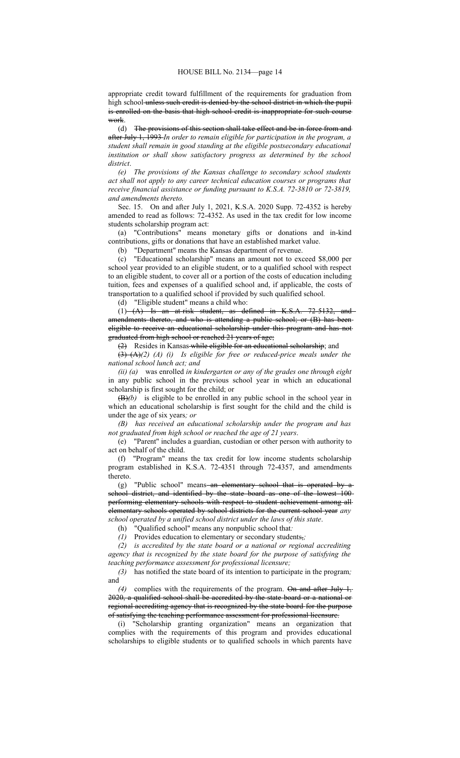appropriate credit toward fulfillment of the requirements for graduation from high school ~~unless such credit is denied by the school district in which the pupil is enrolled on the basis that high school credit is inappropriate for such course work~~.

(d) ~~The provisions of this section shall take effect and be in force from and after July 1, 1993~~ *In order to remain eligible for participation in the program, a student shall remain in good standing at the eligible postsecondary educational institution or shall show satisfactory progress as determined by the school district*.

*(e) The provisions of the Kansas challenge to secondary school students act shall not apply to any career technical education courses or programs that receive financial assistance or funding pursuant to K.S.A. 72-3810 or 72-3819, and amendments thereto.*

Sec. 15. On and after July 1, 2021, K.S.A. 2020 Supp. 72-4352 is hereby amended to read as follows: 72-4352. As used in the tax credit for low income students scholarship program act:

(a) "Contributions" means monetary gifts or donations and in-kind contributions, gifts or donations that have an established market value.

(b) "Department" means the Kansas department of revenue.

(c) "Educational scholarship" means an amount not to exceed $8,000 per school year provided to an eligible student, or to a qualified school with respect to an eligible student, to cover all or a portion of the costs of education including tuition, fees and expenses of a qualified school and, if applicable, the costs of transportation to a qualified school if provided by such qualified school.

(d) "Eligible student" means a child who:

(1) ~~(A) Is an at-risk student, as defined in K.S.A. 72-5132, and amendments thereto, and who is attending a public school; or (B) has been eligible to receive an educational scholarship under this program and has not graduated from high school or reached 21 years of age;~~

~~(2)~~ Resides in Kansas ~~while eligible for an educational scholarship~~; and

~~(3) (A)~~*(2) (A) (i) Is eligible for free or reduced-price meals under the national school lunch act; and*

*(ii) (a)* was enrolled *in kindergarten or any of the grades one through eight* in any public school in the previous school year in which an educational scholarship is first sought for the child; or

~~(B)~~*(b)* is eligible to be enrolled in any public school in the school year in which an educational scholarship is first sought for the child and the child is under the age of six years*; or*

*(B) has received an educational scholarship under the program and has not graduated from high school or reached the age of 21 years*.

(e) "Parent" includes a guardian, custodian or other person with authority to act on behalf of the child.

(f) "Program" means the tax credit for low income students scholarship program established in K.S.A. 72-4351 through 72-4357, and amendments thereto.

(g) "Public school" means ~~an elementary school that is operated by a school district, and identified by the state board as one of the lowest 100 performing elementary schools with respect to student achievement among all elementary schools operated by school districts for the current school year~~ *any school operated by a unified school district under the laws of this state*.

(h) "Qualified school" means any nonpublic school that*:*

*(1)* Provides education to elementary or secondary students~~,~~*;*

*(2) is accredited by the state board or a national or regional accrediting agency that is recognized by the state board for the purpose of satisfying the teaching performance assessment for professional licensure;*

*(3)* has notified the state board of its intention to participate in the program*;* and

*(4)* complies with the requirements of the program. ~~On and after July 1, 2020, a qualified school shall be accredited by the state board or a national or regional accrediting agency that is recognized by the state board for the purpose of satisfying the teaching performance assessment for professional licensure.~~

(i) "Scholarship granting organization" means an organization that complies with the requirements of this program and provides educational scholarships to eligible students or to qualified schools in which parents have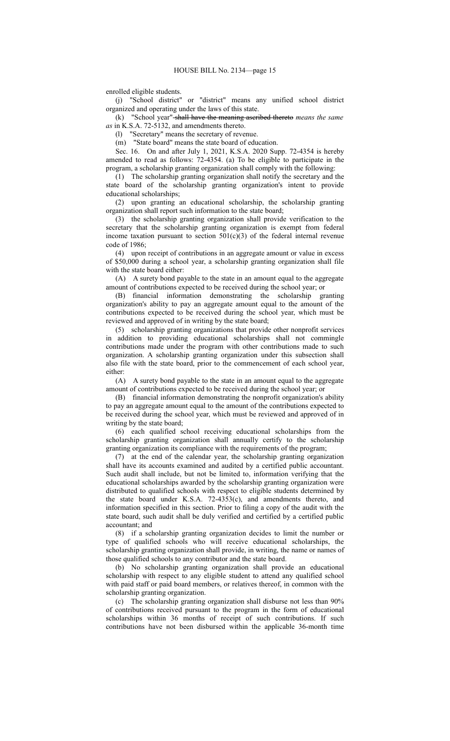enrolled eligible students.

(j) "School district" or "district" means any unified school district organized and operating under the laws of this state.

(k) "School year" ~~shall have the meaning ascribed thereto~~ *means the same as* in K.S.A. 72-5132, and amendments thereto.

(l) "Secretary" means the secretary of revenue.

(m) "State board" means the state board of education.

Sec. 16. On and after July 1, 2021, K.S.A. 2020 Supp. 72-4354 is hereby amended to read as follows: 72-4354. (a) To be eligible to participate in the program, a scholarship granting organization shall comply with the following:

(1) The scholarship granting organization shall notify the secretary and the state board of the scholarship granting organization's intent to provide educational scholarships;

(2) upon granting an educational scholarship, the scholarship granting organization shall report such information to the state board;

(3) the scholarship granting organization shall provide verification to the secretary that the scholarship granting organization is exempt from federal income taxation pursuant to section 501(c)(3) of the federal internal revenue code of 1986;

(4) upon receipt of contributions in an aggregate amount or value in excess of $50,000 during a school year, a scholarship granting organization shall file with the state board either:

(A) A surety bond payable to the state in an amount equal to the aggregate amount of contributions expected to be received during the school year; or

(B) financial information demonstrating the scholarship granting organization's ability to pay an aggregate amount equal to the amount of the contributions expected to be received during the school year, which must be reviewed and approved of in writing by the state board;

(5) scholarship granting organizations that provide other nonprofit services in addition to providing educational scholarships shall not commingle contributions made under the program with other contributions made to such organization. A scholarship granting organization under this subsection shall also file with the state board, prior to the commencement of each school year, either:

(A) A surety bond payable to the state in an amount equal to the aggregate amount of contributions expected to be received during the school year; or

(B) financial information demonstrating the nonprofit organization's ability to pay an aggregate amount equal to the amount of the contributions expected to be received during the school year, which must be reviewed and approved of in writing by the state board;

(6) each qualified school receiving educational scholarships from the scholarship granting organization shall annually certify to the scholarship granting organization its compliance with the requirements of the program;

(7) at the end of the calendar year, the scholarship granting organization shall have its accounts examined and audited by a certified public accountant. Such audit shall include, but not be limited to, information verifying that the educational scholarships awarded by the scholarship granting organization were distributed to qualified schools with respect to eligible students determined by the state board under K.S.A. 72-4353(c), and amendments thereto, and information specified in this section. Prior to filing a copy of the audit with the state board, such audit shall be duly verified and certified by a certified public accountant; and

(8) if a scholarship granting organization decides to limit the number or type of qualified schools who will receive educational scholarships, the scholarship granting organization shall provide, in writing, the name or names of those qualified schools to any contributor and the state board.

(b) No scholarship granting organization shall provide an educational scholarship with respect to any eligible student to attend any qualified school with paid staff or paid board members, or relatives thereof, in common with the scholarship granting organization.

(c) The scholarship granting organization shall disburse not less than 90% of contributions received pursuant to the program in the form of educational scholarships within 36 months of receipt of such contributions. If such contributions have not been disbursed within the applicable 36-month time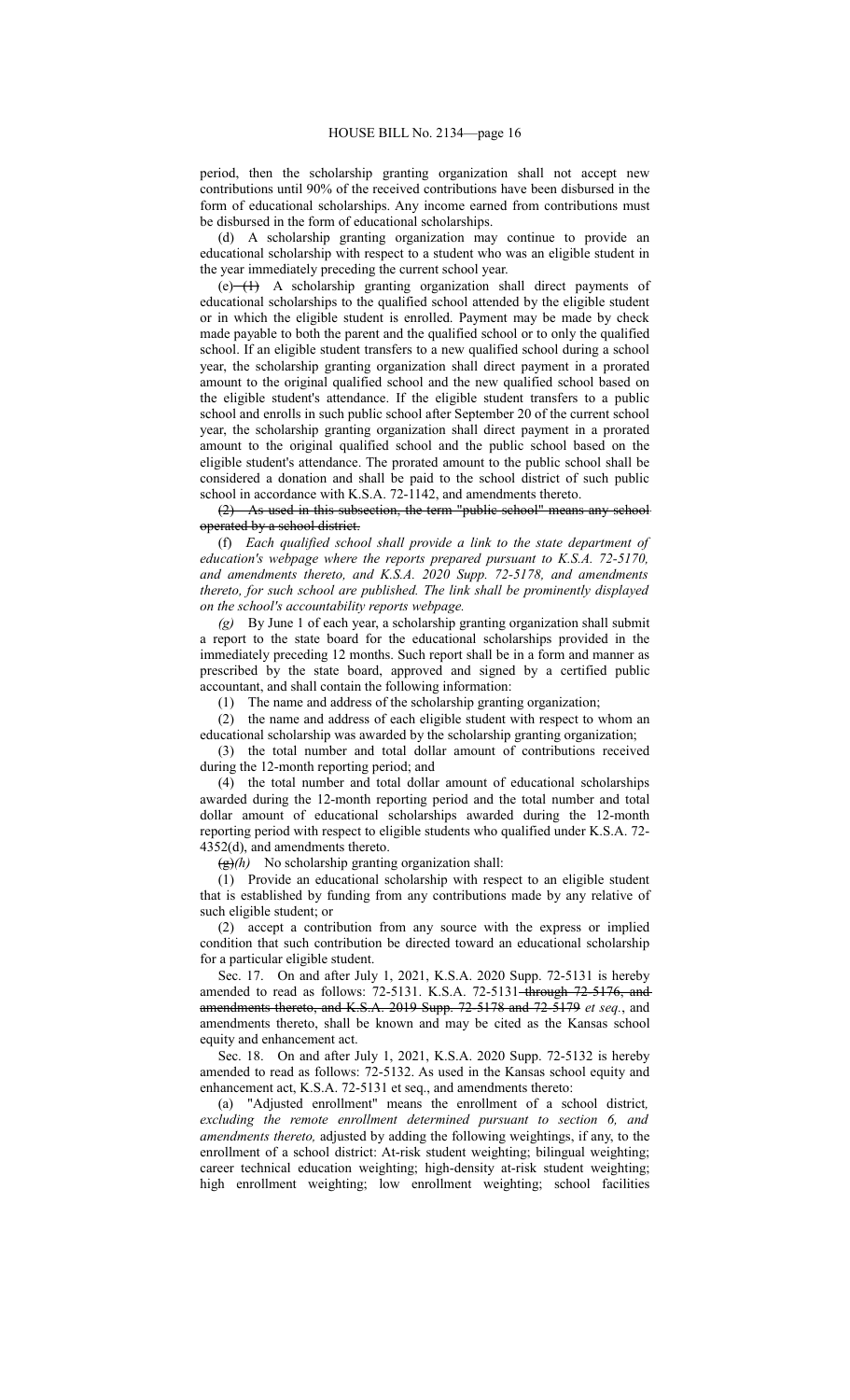period, then the scholarship granting organization shall not accept new contributions until 90% of the received contributions have been disbursed in the form of educational scholarships. Any income earned from contributions must be disbursed in the form of educational scholarships.

(d) A scholarship granting organization may continue to provide an educational scholarship with respect to a student who was an eligible student in the year immediately preceding the current school year.

(e) ~~(1)~~ A scholarship granting organization shall direct payments of educational scholarships to the qualified school attended by the eligible student or in which the eligible student is enrolled. Payment may be made by check made payable to both the parent and the qualified school or to only the qualified school. If an eligible student transfers to a new qualified school during a school year, the scholarship granting organization shall direct payment in a prorated amount to the original qualified school and the new qualified school based on the eligible student's attendance. If the eligible student transfers to a public school and enrolls in such public school after September 20 of the current school year, the scholarship granting organization shall direct payment in a prorated amount to the original qualified school and the public school based on the eligible student's attendance. The prorated amount to the public school shall be considered a donation and shall be paid to the school district of such public school in accordance with K.S.A. 72-1142, and amendments thereto.

~~(2) As used in this subsection, the term "public school" means any school operated by a school district.~~

(f) *Each qualified school shall provide a link to the state department of education's webpage where the reports prepared pursuant to K.S.A. 72-5170, and amendments thereto, and K.S.A. 2020 Supp. 72-5178, and amendments thereto, for such school are published. The link shall be prominently displayed on the school's accountability reports webpage.*

*(g)* By June 1 of each year, a scholarship granting organization shall submit a report to the state board for the educational scholarships provided in the immediately preceding 12 months. Such report shall be in a form and manner as prescribed by the state board, approved and signed by a certified public accountant, and shall contain the following information:

(1) The name and address of the scholarship granting organization;

(2) the name and address of each eligible student with respect to whom an educational scholarship was awarded by the scholarship granting organization;

(3) the total number and total dollar amount of contributions received during the 12-month reporting period; and

(4) the total number and total dollar amount of educational scholarships awarded during the 12-month reporting period and the total number and total dollar amount of educational scholarships awarded during the 12-month reporting period with respect to eligible students who qualified under K.S.A. 72-4352(d), and amendments thereto.

~~(g)~~*(h)* No scholarship granting organization shall:

(1) Provide an educational scholarship with respect to an eligible student that is established by funding from any contributions made by any relative of such eligible student; or

(2) accept a contribution from any source with the express or implied condition that such contribution be directed toward an educational scholarship for a particular eligible student.

Sec. 17. On and after July 1, 2021, K.S.A. 2020 Supp. 72-5131 is hereby amended to read as follows: 72-5131. K.S.A. 72-5131 ~~through 72-5176, and amendments thereto, and K.S.A. 2019 Supp. 72-5178 and 72-5179~~ *et seq.*, and amendments thereto, shall be known and may be cited as the Kansas school equity and enhancement act.

Sec. 18. On and after July 1, 2021, K.S.A. 2020 Supp. 72-5132 is hereby amended to read as follows: 72-5132. As used in the Kansas school equity and enhancement act, K.S.A. 72-5131 et seq., and amendments thereto:

(a) "Adjusted enrollment" means the enrollment of a school district*, excluding the remote enrollment determined pursuant to section 6, and amendments thereto,* adjusted by adding the following weightings, if any, to the enrollment of a school district: At-risk student weighting; bilingual weighting; career technical education weighting; high-density at-risk student weighting; high enrollment weighting; low enrollment weighting; school facilities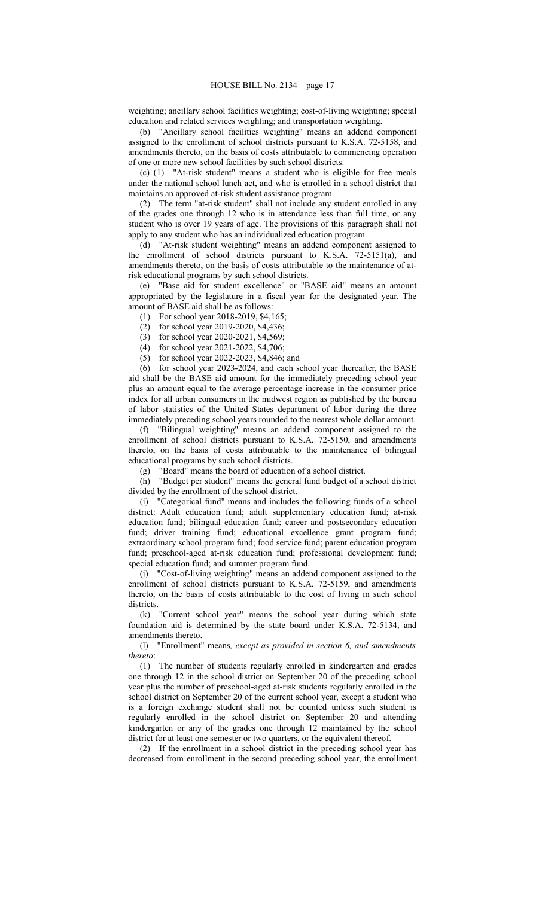weighting; ancillary school facilities weighting; cost-of-living weighting; special education and related services weighting; and transportation weighting.

(b) "Ancillary school facilities weighting" means an addend component assigned to the enrollment of school districts pursuant to K.S.A. 72-5158, and amendments thereto, on the basis of costs attributable to commencing operation of one or more new school facilities by such school districts.

(c) (1) "At-risk student" means a student who is eligible for free meals under the national school lunch act, and who is enrolled in a school district that maintains an approved at-risk student assistance program.

(2) The term "at-risk student" shall not include any student enrolled in any of the grades one through 12 who is in attendance less than full time, or any student who is over 19 years of age. The provisions of this paragraph shall not apply to any student who has an individualized education program.

(d) "At-risk student weighting" means an addend component assigned to the enrollment of school districts pursuant to K.S.A. 72-5151(a), and amendments thereto, on the basis of costs attributable to the maintenance of at-risk educational programs by such school districts.

(e) "Base aid for student excellence" or "BASE aid" means an amount appropriated by the legislature in a fiscal year for the designated year. The amount of BASE aid shall be as follows:

(1) For school year 2018-2019, $4,165;

(2) for school year 2019-2020, $4,436;

(3) for school year 2020-2021, $4,569;

(4) for school year 2021-2022, $4,706;

(5) for school year 2022-2023, $4,846; and

(6) for school year 2023-2024, and each school year thereafter, the BASE aid shall be the BASE aid amount for the immediately preceding school year plus an amount equal to the average percentage increase in the consumer price index for all urban consumers in the midwest region as published by the bureau of labor statistics of the United States department of labor during the three immediately preceding school years rounded to the nearest whole dollar amount.

(f) "Bilingual weighting" means an addend component assigned to the enrollment of school districts pursuant to K.S.A. 72-5150, and amendments thereto, on the basis of costs attributable to the maintenance of bilingual educational programs by such school districts.

(g) "Board" means the board of education of a school district.

(h) "Budget per student" means the general fund budget of a school district divided by the enrollment of the school district.

(i) "Categorical fund" means and includes the following funds of a school district: Adult education fund; adult supplementary education fund; at-risk education fund; bilingual education fund; career and postsecondary education fund; driver training fund; educational excellence grant program fund; extraordinary school program fund; food service fund; parent education program fund; preschool-aged at-risk education fund; professional development fund; special education fund; and summer program fund.

(j) "Cost-of-living weighting" means an addend component assigned to the enrollment of school districts pursuant to K.S.A. 72-5159, and amendments thereto, on the basis of costs attributable to the cost of living in such school districts.

(k) "Current school year" means the school year during which state foundation aid is determined by the state board under K.S.A. 72-5134, and amendments thereto.

(l) "Enrollment" means*, except as provided in section 6, and amendments thereto*:

(1) The number of students regularly enrolled in kindergarten and grades one through 12 in the school district on September 20 of the preceding school year plus the number of preschool-aged at-risk students regularly enrolled in the school district on September 20 of the current school year, except a student who is a foreign exchange student shall not be counted unless such student is regularly enrolled in the school district on September 20 and attending kindergarten or any of the grades one through 12 maintained by the school district for at least one semester or two quarters, or the equivalent thereof.

(2) If the enrollment in a school district in the preceding school year has decreased from enrollment in the second preceding school year, the enrollment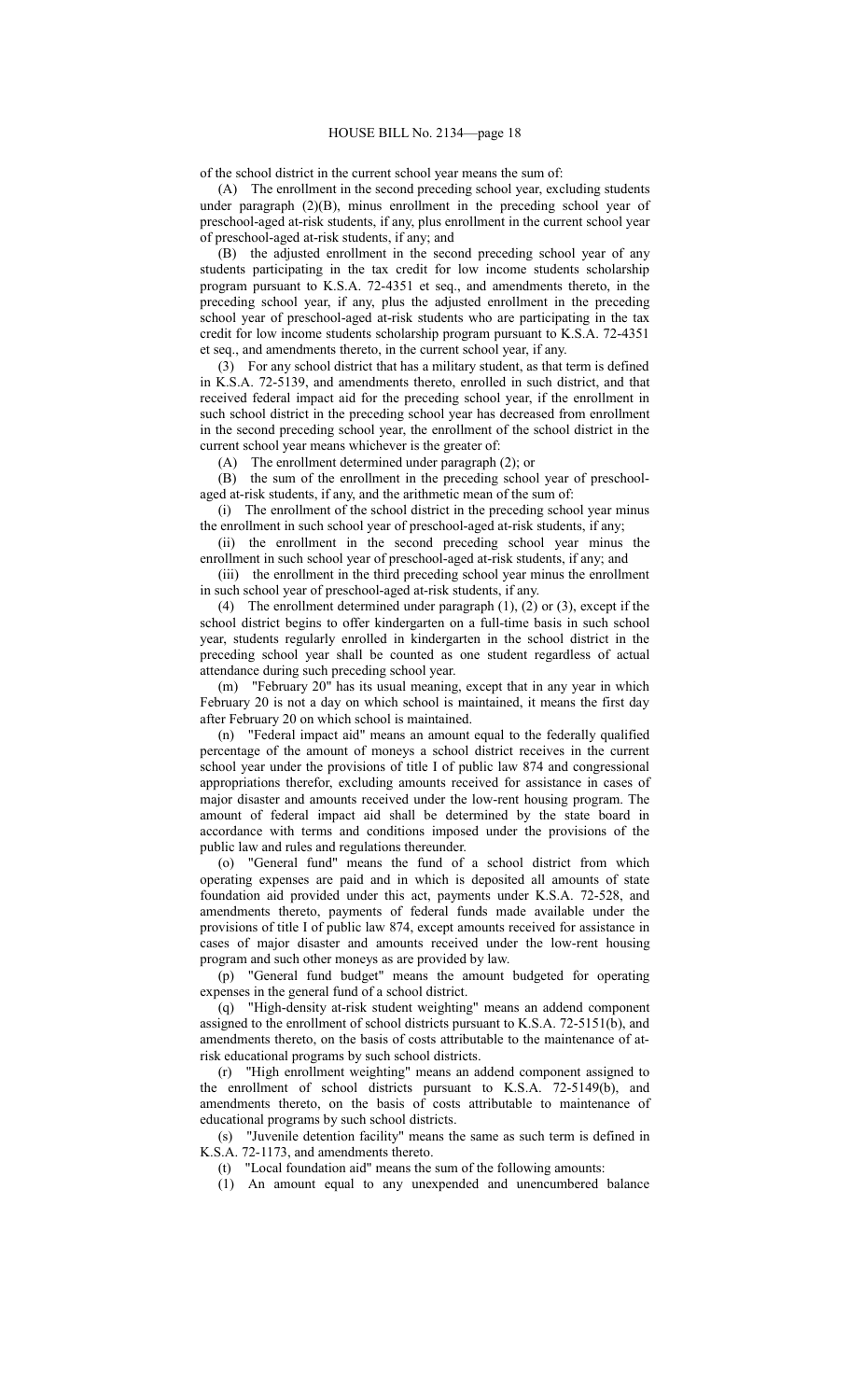of the school district in the current school year means the sum of:

(A) The enrollment in the second preceding school year, excluding students under paragraph (2)(B), minus enrollment in the preceding school year of preschool-aged at-risk students, if any, plus enrollment in the current school year of preschool-aged at-risk students, if any; and

(B) the adjusted enrollment in the second preceding school year of any students participating in the tax credit for low income students scholarship program pursuant to K.S.A. 72-4351 et seq., and amendments thereto, in the preceding school year, if any, plus the adjusted enrollment in the preceding school year of preschool-aged at-risk students who are participating in the tax credit for low income students scholarship program pursuant to K.S.A. 72-4351 et seq., and amendments thereto, in the current school year, if any.

(3) For any school district that has a military student, as that term is defined in K.S.A. 72-5139, and amendments thereto, enrolled in such district, and that received federal impact aid for the preceding school year, if the enrollment in such school district in the preceding school year has decreased from enrollment in the second preceding school year, the enrollment of the school district in the current school year means whichever is the greater of:

(A) The enrollment determined under paragraph (2); or

(B) the sum of the enrollment in the preceding school year of preschool-aged at-risk students, if any, and the arithmetic mean of the sum of:

(i) The enrollment of the school district in the preceding school year minus the enrollment in such school year of preschool-aged at-risk students, if any;

(ii) the enrollment in the second preceding school year minus the enrollment in such school year of preschool-aged at-risk students, if any; and

(iii) the enrollment in the third preceding school year minus the enrollment in such school year of preschool-aged at-risk students, if any.

(4) The enrollment determined under paragraph (1), (2) or (3), except if the school district begins to offer kindergarten on a full-time basis in such school year, students regularly enrolled in kindergarten in the school district in the preceding school year shall be counted as one student regardless of actual attendance during such preceding school year.

(m) "February 20" has its usual meaning, except that in any year in which February 20 is not a day on which school is maintained, it means the first day after February 20 on which school is maintained.

(n) "Federal impact aid" means an amount equal to the federally qualified percentage of the amount of moneys a school district receives in the current school year under the provisions of title I of public law 874 and congressional appropriations therefor, excluding amounts received for assistance in cases of major disaster and amounts received under the low-rent housing program. The amount of federal impact aid shall be determined by the state board in accordance with terms and conditions imposed under the provisions of the public law and rules and regulations thereunder.

(o) "General fund" means the fund of a school district from which operating expenses are paid and in which is deposited all amounts of state foundation aid provided under this act, payments under K.S.A. 72-528, and amendments thereto, payments of federal funds made available under the provisions of title I of public law 874, except amounts received for assistance in cases of major disaster and amounts received under the low-rent housing program and such other moneys as are provided by law.

(p) "General fund budget" means the amount budgeted for operating expenses in the general fund of a school district.

(q) "High-density at-risk student weighting" means an addend component assigned to the enrollment of school districts pursuant to K.S.A. 72-5151(b), and amendments thereto, on the basis of costs attributable to the maintenance of at-risk educational programs by such school districts.

(r) "High enrollment weighting" means an addend component assigned to the enrollment of school districts pursuant to K.S.A. 72-5149(b), and amendments thereto, on the basis of costs attributable to maintenance of educational programs by such school districts.

(s) "Juvenile detention facility" means the same as such term is defined in K.S.A. 72-1173, and amendments thereto.

(t) "Local foundation aid" means the sum of the following amounts:

(1) An amount equal to any unexpended and unencumbered balance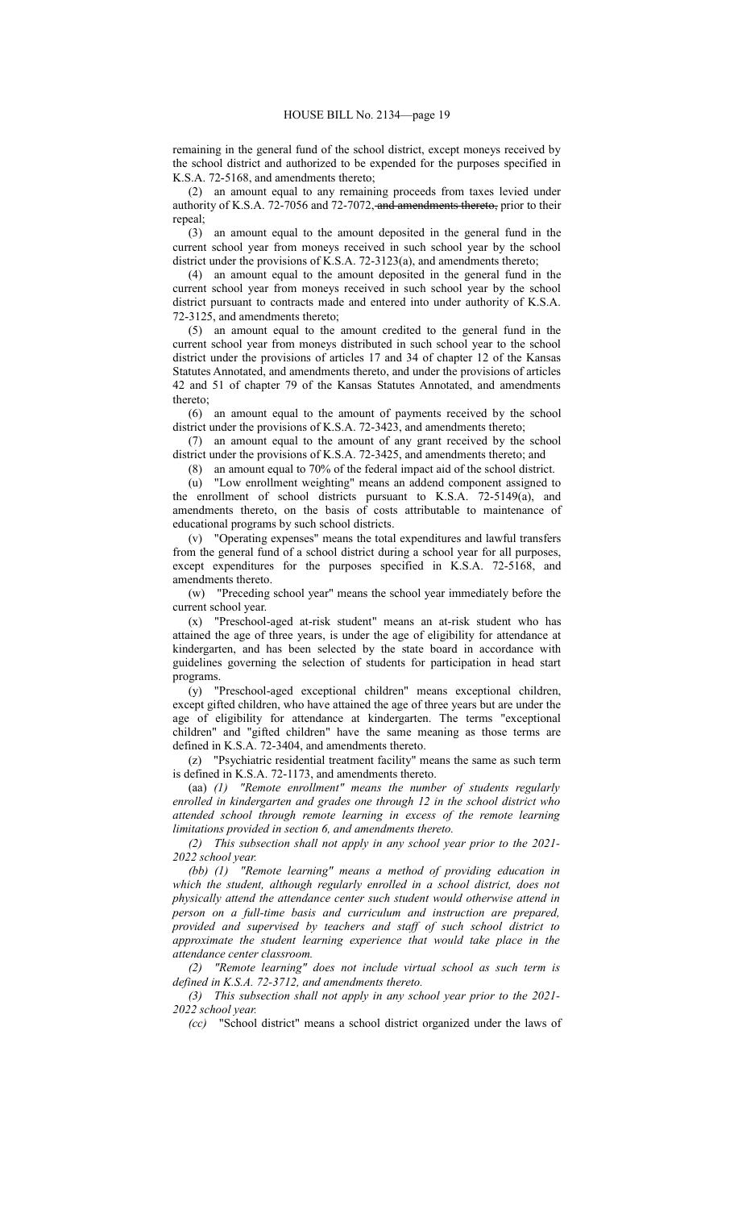remaining in the general fund of the school district, except moneys received by the school district and authorized to be expended for the purposes specified in K.S.A. 72-5168, and amendments thereto;

(2) an amount equal to any remaining proceeds from taxes levied under authority of K.S.A. 72-7056 and 72-7072, ~~and amendments thereto,~~ prior to their repeal;

(3) an amount equal to the amount deposited in the general fund in the current school year from moneys received in such school year by the school district under the provisions of K.S.A. 72-3123(a), and amendments thereto;

(4) an amount equal to the amount deposited in the general fund in the current school year from moneys received in such school year by the school district pursuant to contracts made and entered into under authority of K.S.A. 72-3125, and amendments thereto;

(5) an amount equal to the amount credited to the general fund in the current school year from moneys distributed in such school year to the school district under the provisions of articles 17 and 34 of chapter 12 of the Kansas Statutes Annotated, and amendments thereto, and under the provisions of articles 42 and 51 of chapter 79 of the Kansas Statutes Annotated, and amendments thereto;

(6) an amount equal to the amount of payments received by the school district under the provisions of K.S.A. 72-3423, and amendments thereto;

(7) an amount equal to the amount of any grant received by the school district under the provisions of K.S.A. 72-3425, and amendments thereto; and

(8) an amount equal to 70% of the federal impact aid of the school district.

(u) "Low enrollment weighting" means an addend component assigned to the enrollment of school districts pursuant to K.S.A. 72-5149(a), and amendments thereto, on the basis of costs attributable to maintenance of educational programs by such school districts.

(v) "Operating expenses" means the total expenditures and lawful transfers from the general fund of a school district during a school year for all purposes, except expenditures for the purposes specified in K.S.A. 72-5168, and amendments thereto.

(w) "Preceding school year" means the school year immediately before the current school year.

(x) "Preschool-aged at-risk student" means an at-risk student who has attained the age of three years, is under the age of eligibility for attendance at kindergarten, and has been selected by the state board in accordance with guidelines governing the selection of students for participation in head start programs.

(y) "Preschool-aged exceptional children" means exceptional children, except gifted children, who have attained the age of three years but are under the age of eligibility for attendance at kindergarten. The terms "exceptional children" and "gifted children" have the same meaning as those terms are defined in K.S.A. 72-3404, and amendments thereto.

(z) "Psychiatric residential treatment facility" means the same as such term is defined in K.S.A. 72-1173, and amendments thereto.

(aa) *(1) "Remote enrollment" means the number of students regularly enrolled in kindergarten and grades one through 12 in the school district who attended school through remote learning in excess of the remote learning limitations provided in section 6, and amendments thereto.*

*(2) This subsection shall not apply in any school year prior to the 2021-2022 school year.*

*(bb) (1) "Remote learning" means a method of providing education in which the student, although regularly enrolled in a school district, does not physically attend the attendance center such student would otherwise attend in person on a full-time basis and curriculum and instruction are prepared, provided and supervised by teachers and staff of such school district to approximate the student learning experience that would take place in the attendance center classroom.*

*(2) "Remote learning" does not include virtual school as such term is defined in K.S.A. 72-3712, and amendments thereto.*

*(3) This subsection shall not apply in any school year prior to the 2021-2022 school year.*

*(cc)* "School district" means a school district organized under the laws of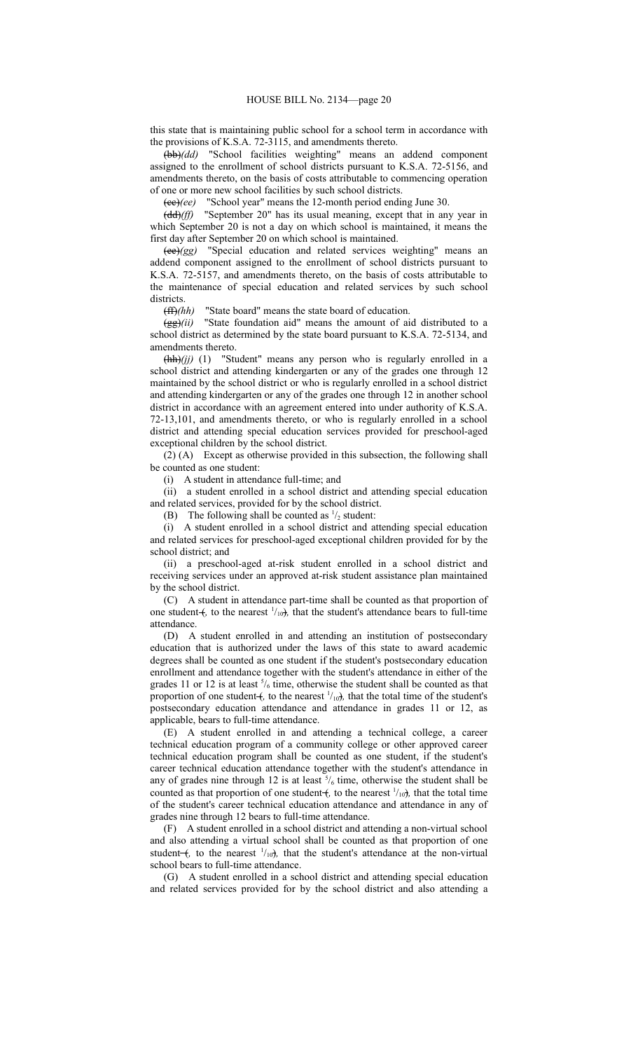this state that is maintaining public school for a school term in accordance with the provisions of K.S.A. 72-3115, and amendments thereto.

~~(bb)~~*(dd)* "School facilities weighting" means an addend component assigned to the enrollment of school districts pursuant to K.S.A. 72-5156, and amendments thereto, on the basis of costs attributable to commencing operation of one or more new school facilities by such school districts.

~~(cc)~~*(ee)* "School year" means the 12-month period ending June 30.

~~(dd)~~*(ff)* "September 20" has its usual meaning, except that in any year in which September 20 is not a day on which school is maintained, it means the first day after September 20 on which school is maintained.

~~(ee)~~*(gg)* "Special education and related services weighting" means an addend component assigned to the enrollment of school districts pursuant to K.S.A. 72-5157, and amendments thereto, on the basis of costs attributable to the maintenance of special education and related services by such school districts.

~~(ff)~~*(hh)* "State board" means the state board of education.

~~(gg)~~*(ii)* "State foundation aid" means the amount of aid distributed to a school district as determined by the state board pursuant to K.S.A. 72-5134, and amendments thereto.

~~(hh)~~*(jj)* (1) "Student" means any person who is regularly enrolled in a school district and attending kindergarten or any of the grades one through 12 maintained by the school district or who is regularly enrolled in a school district and attending kindergarten or any of the grades one through 12 in another school district in accordance with an agreement entered into under authority of K.S.A. 72-13,101, and amendments thereto, or who is regularly enrolled in a school district and attending special education services provided for preschool-aged exceptional children by the school district.

(2) (A) Except as otherwise provided in this subsection, the following shall be counted as one student:

(i) A student in attendance full-time; and

(ii) a student enrolled in a school district and attending special education and related services, provided for by the school district.

(B) The following shall be counted as $^1/_2$ student:

(i) A student enrolled in a school district and attending special education and related services for preschool-aged exceptional children provided for by the school district; and

(ii) a preschool-aged at-risk student enrolled in a school district and receiving services under an approved at-risk student assistance plan maintained by the school district.

(C) A student in attendance part-time shall be counted as that proportion of one student~~(~~*,* to the nearest $^1/_{10}$~~)~~*,* that the student's attendance bears to full-time attendance.

(D) A student enrolled in and attending an institution of postsecondary education that is authorized under the laws of this state to award academic degrees shall be counted as one student if the student's postsecondary education enrollment and attendance together with the student's attendance in either of the grades 11 or 12 is at least $^5/_6$ time, otherwise the student shall be counted as that proportion of one student~~(~~*,* to the nearest $^1/_{10}$~~)~~*,* that the total time of the student's postsecondary education attendance and attendance in grades 11 or 12, as applicable, bears to full-time attendance.

(E) A student enrolled in and attending a technical college, a career technical education program of a community college or other approved career technical education program shall be counted as one student, if the student's career technical education attendance together with the student's attendance in any of grades nine through 12 is at least $^5/_6$ time, otherwise the student shall be counted as that proportion of one student~~(~~*,* to the nearest $^1/_{10}$~~)~~*,* that the total time of the student's career technical education attendance and attendance in any of grades nine through 12 bears to full-time attendance.

(F) A student enrolled in a school district and attending a non-virtual school and also attending a virtual school shall be counted as that proportion of one student~~(~~*,* to the nearest $^1/_{10}$~~)~~*,* that the student's attendance at the non-virtual school bears to full-time attendance.

(G) A student enrolled in a school district and attending special education and related services provided for by the school district and also attending a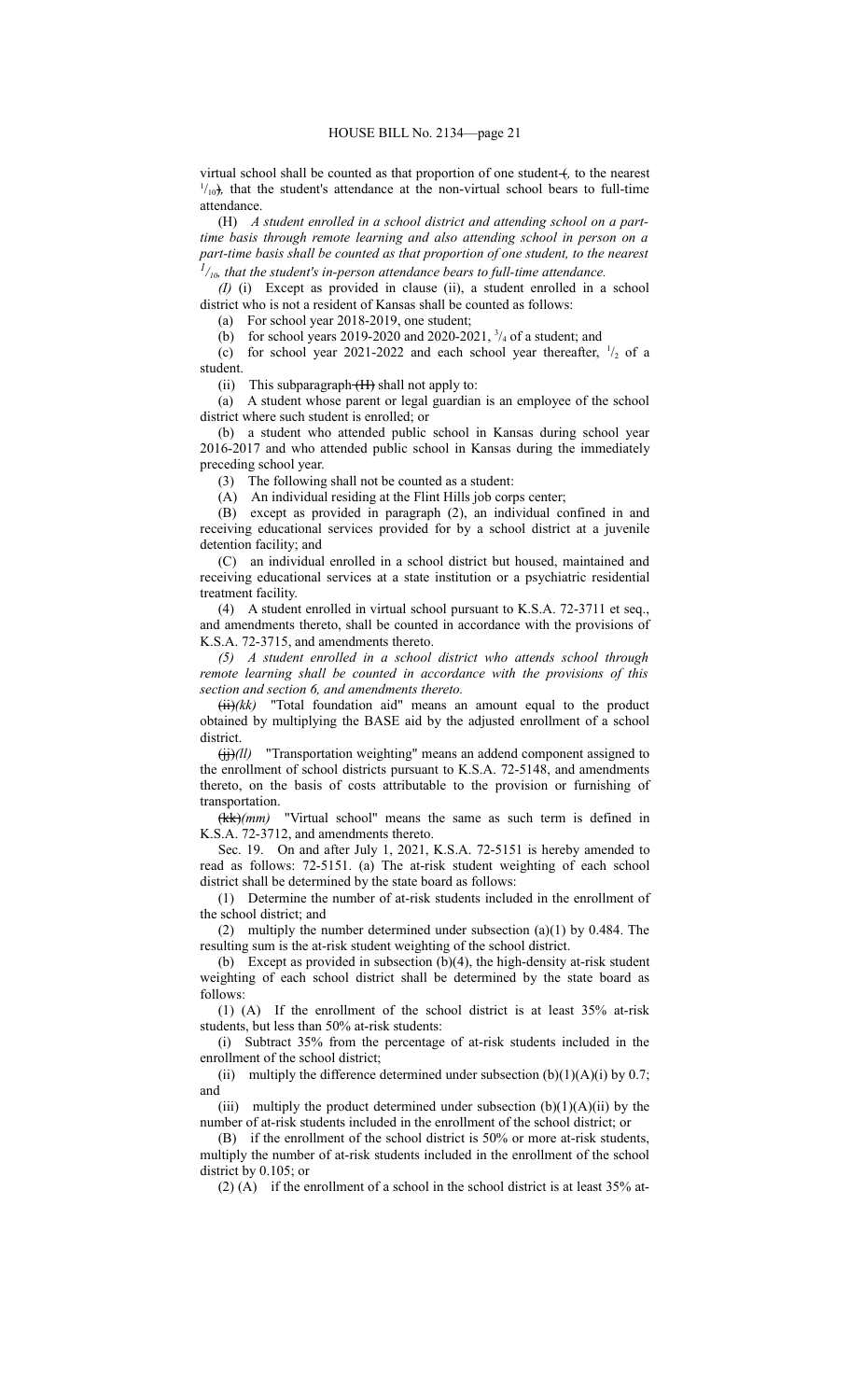virtual school shall be counted as that proportion of one student ~~(~~*,* to the nearest $^1/_{10}$~~)~~*,* that the student's attendance at the non-virtual school bears to full-time attendance.

(H) *A student enrolled in a school district and attending school on a part-time basis through remote learning and also attending school in person on a part-time basis shall be counted as that proportion of one student, to the nearest $^1/_{10}$, that the student's in-person attendance bears to full-time attendance.*

*(I)* (i) Except as provided in clause (ii), a student enrolled in a school district who is not a resident of Kansas shall be counted as follows:

(a) For school year 2018-2019, one student;

(b) for school years 2019-2020 and 2020-2021, $^3/_4$ of a student; and

(c) for school year 2021-2022 and each school year thereafter, $^1/_2$ of a student.

(ii) This subparagraph ~~(H)~~ shall not apply to:

(a) A student whose parent or legal guardian is an employee of the school district where such student is enrolled; or

(b) a student who attended public school in Kansas during school year 2016-2017 and who attended public school in Kansas during the immediately preceding school year.

(3) The following shall not be counted as a student:

(A) An individual residing at the Flint Hills job corps center;

(B) except as provided in paragraph (2), an individual confined in and receiving educational services provided for by a school district at a juvenile detention facility; and

(C) an individual enrolled in a school district but housed, maintained and receiving educational services at a state institution or a psychiatric residential treatment facility.

(4) A student enrolled in virtual school pursuant to K.S.A. 72-3711 et seq., and amendments thereto, shall be counted in accordance with the provisions of K.S.A. 72-3715, and amendments thereto.

*(5) A student enrolled in a school district who attends school through remote learning shall be counted in accordance with the provisions of this section and section 6, and amendments thereto.*

~~(ii)~~*(kk)* "Total foundation aid" means an amount equal to the product obtained by multiplying the BASE aid by the adjusted enrollment of a school district.

~~(jj)~~*(ll)* "Transportation weighting" means an addend component assigned to the enrollment of school districts pursuant to K.S.A. 72-5148, and amendments thereto, on the basis of costs attributable to the provision or furnishing of transportation.

~~(kk)~~*(mm)* "Virtual school" means the same as such term is defined in K.S.A. 72-3712, and amendments thereto.

Sec. 19. On and after July 1, 2021, K.S.A. 72-5151 is hereby amended to read as follows: 72-5151. (a) The at-risk student weighting of each school district shall be determined by the state board as follows:

(1) Determine the number of at-risk students included in the enrollment of the school district; and

(2) multiply the number determined under subsection (a)(1) by 0.484. The resulting sum is the at-risk student weighting of the school district.

(b) Except as provided in subsection (b)(4), the high-density at-risk student weighting of each school district shall be determined by the state board as follows:

(1) (A) If the enrollment of the school district is at least 35% at-risk students, but less than 50% at-risk students:

(i) Subtract 35% from the percentage of at-risk students included in the enrollment of the school district;

(ii) multiply the difference determined under subsection (b)(1)(A)(i) by 0.7; and

(iii) multiply the product determined under subsection (b)(1)(A)(ii) by the number of at-risk students included in the enrollment of the school district; or

(B) if the enrollment of the school district is 50% or more at-risk students, multiply the number of at-risk students included in the enrollment of the school district by 0.105; or

(2) (A) if the enrollment of a school in the school district is at least 35% at-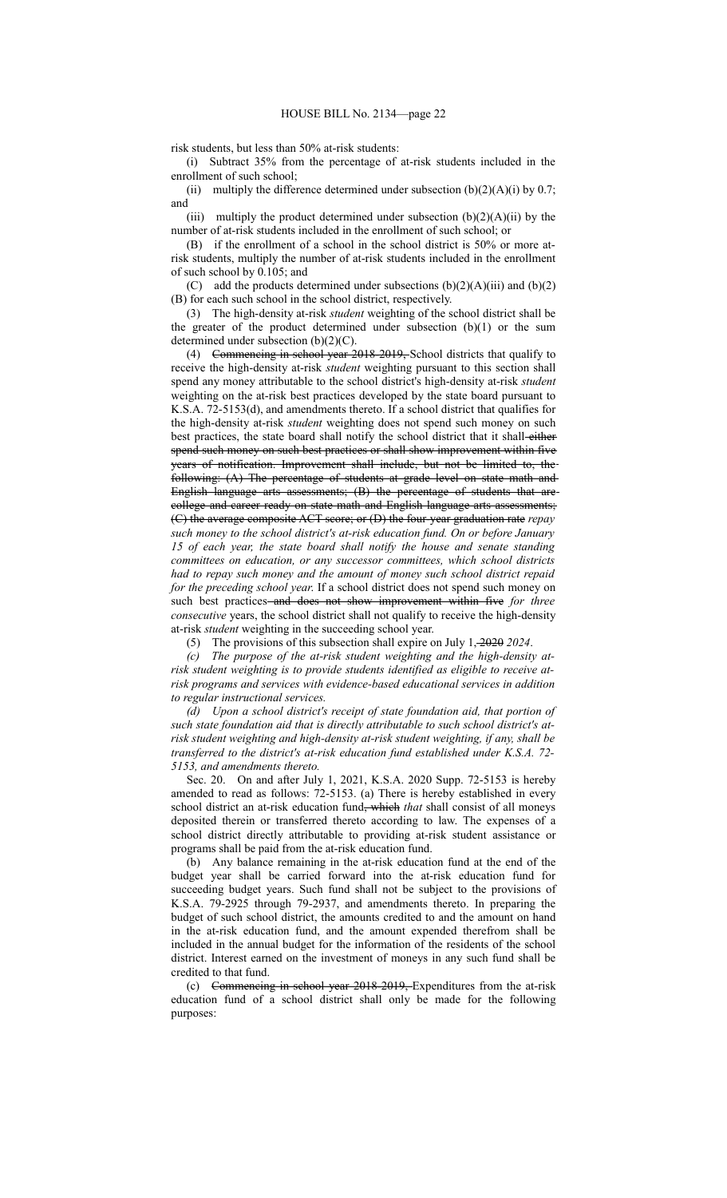risk students, but less than 50% at-risk students:

(i) Subtract 35% from the percentage of at-risk students included in the enrollment of such school;

(ii) multiply the difference determined under subsection (b)(2)(A)(i) by 0.7; and

(iii) multiply the product determined under subsection (b)(2)(A)(ii) by the number of at-risk students included in the enrollment of such school; or

(B) if the enrollment of a school in the school district is 50% or more at-risk students, multiply the number of at-risk students included in the enrollment of such school by 0.105; and

(C) add the products determined under subsections (b)(2)(A)(iii) and (b)(2)(B) for each such school in the school district, respectively.

(3) The high-density at-risk *student* weighting of the school district shall be the greater of the product determined under subsection (b)(1) or the sum determined under subsection (b)(2)(C).

(4) ~~Commencing in school year 2018-2019,~~ School districts that qualify to receive the high-density at-risk *student* weighting pursuant to this section shall spend any money attributable to the school district's high-density at-risk *student* weighting on the at-risk best practices developed by the state board pursuant to K.S.A. 72-5153(d), and amendments thereto. If a school district that qualifies for the high-density at-risk *student* weighting does not spend such money on such best practices, the state board shall notify the school district that it shall ~~either spend such money on such best practices or shall show improvement within five years of notification. Improvement shall include, but not be limited to, the following: (A) The percentage of students at grade level on state math and English language arts assessments; (B) the percentage of students that are college and career ready on state math and English language arts assessments; (C) the average composite ACT score; or (D) the four-year graduation rate~~ *repay such money to the school district's at-risk education fund. On or before January 15 of each year, the state board shall notify the house and senate standing committees on education, or any successor committees, which school districts had to repay such money and the amount of money such school district repaid for the preceding school year.* If a school district does not spend such money on such best practices ~~and does not show improvement within five~~ *for three consecutive* years, the school district shall not qualify to receive the high-density at-risk *student* weighting in the succeeding school year.

(5) The provisions of this subsection shall expire on July 1, ~~2020~~ *2024*.

*(c) The purpose of the at-risk student weighting and the high-density at-risk student weighting is to provide students identified as eligible to receive at-risk programs and services with evidence-based educational services in addition to regular instructional services.*

*(d) Upon a school district's receipt of state foundation aid, that portion of such state foundation aid that is directly attributable to such school district's at-risk student weighting and high-density at-risk student weighting, if any, shall be transferred to the district's at-risk education fund established under K.S.A. 72-5153, and amendments thereto.*

Sec. 20. On and after July 1, 2021, K.S.A. 2020 Supp. 72-5153 is hereby amended to read as follows: 72-5153. (a) There is hereby established in every school district an at-risk education fund~~, which~~ *that* shall consist of all moneys deposited therein or transferred thereto according to law. The expenses of a school district directly attributable to providing at-risk student assistance or programs shall be paid from the at-risk education fund.

(b) Any balance remaining in the at-risk education fund at the end of the budget year shall be carried forward into the at-risk education fund for succeeding budget years. Such fund shall not be subject to the provisions of K.S.A. 79-2925 through 79-2937, and amendments thereto. In preparing the budget of such school district, the amounts credited to and the amount on hand in the at-risk education fund, and the amount expended therefrom shall be included in the annual budget for the information of the residents of the school district. Interest earned on the investment of moneys in any such fund shall be credited to that fund.

(c) ~~Commencing in school year 2018-2019,~~ Expenditures from the at-risk education fund of a school district shall only be made for the following purposes: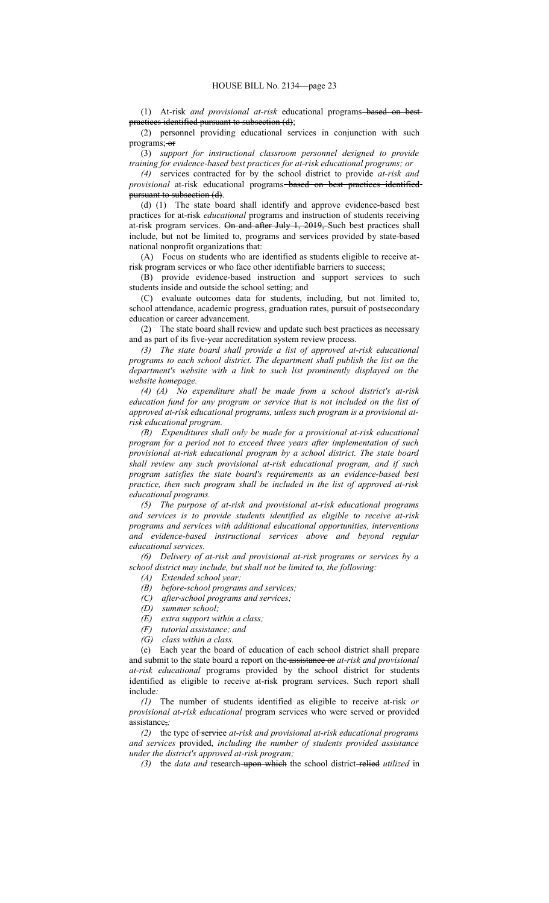(1) At-risk *and provisional at-risk* educational programs ~~based on best practices identified pursuant to subsection (d)~~;

(2) personnel providing educational services in conjunction with such programs; ~~or~~

(3) *support for instructional classroom personnel designed to provide training for evidence-based best practices for at-risk educational programs; or*

*(4)* services contracted for by the school district to provide *at-risk and provisional* at-risk educational programs ~~based on best practices identified pursuant to subsection (d)~~.

(d) (1) The state board shall identify and approve evidence-based best practices for at-risk *educational* programs and instruction of students receiving at-risk program services. ~~On and after July 1, 2019,~~ Such best practices shall include, but not be limited to, programs and services provided by state-based national nonprofit organizations that:

(A) Focus on students who are identified as students eligible to receive at-risk program services or who face other identifiable barriers to success;

(B) provide evidence-based instruction and support services to such students inside and outside the school setting; and

(C) evaluate outcomes data for students, including, but not limited to, school attendance, academic progress, graduation rates, pursuit of postsecondary education or career advancement.

(2) The state board shall review and update such best practices as necessary and as part of its five-year accreditation system review process.

*(3) The state board shall provide a list of approved at-risk educational programs to each school district. The department shall publish the list on the department's website with a link to such list prominently displayed on the website homepage.*

*(4) (A) No expenditure shall be made from a school district's at-risk education fund for any program or service that is not included on the list of approved at-risk educational programs, unless such program is a provisional at-risk educational program.*

*(B) Expenditures shall only be made for a provisional at-risk educational program for a period not to exceed three years after implementation of such provisional at-risk educational program by a school district. The state board shall review any such provisional at-risk educational program, and if such program satisfies the state board's requirements as an evidence-based best practice, then such program shall be included in the list of approved at-risk educational programs.*

*(5) The purpose of at-risk and provisional at-risk educational programs and services is to provide students identified as eligible to receive at-risk programs and services with additional educational opportunities, interventions and evidence-based instructional services above and beyond regular educational services.*

*(6) Delivery of at-risk and provisional at-risk programs or services by a school district may include, but shall not be limited to, the following:*

*(A) Extended school year;*

*(B) before-school programs and services;*

*(C) after-school programs and services;*

*(D) summer school;*

*(E) extra support within a class;*

*(F) tutorial assistance; and*

*(G) class within a class.*

(e) Each year the board of education of each school district shall prepare and submit to the state board a report on the ~~assistance or~~ *at-risk and provisional at-risk educational* programs provided by the school district for students identified as eligible to receive at-risk program services. Such report shall include*:*

*(1)* The number of students identified as eligible to receive at-risk *or provisional at-risk educational* program services who were served or provided assistance~~,~~*;*

*(2)* the type of ~~service~~ *at-risk and provisional at-risk educational programs and services* provided, *including the number of students provided assistance under the district's approved at-risk program;*

*(3)* the *data and* research ~~upon which~~ the school district ~~relied~~ *utilized* in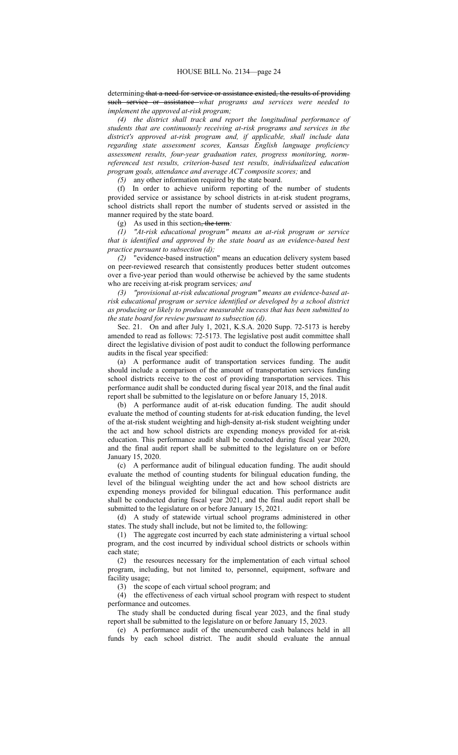determining ~~that a need for service or assistance existed, the results of providing such service or assistance~~ *what programs and services were needed to implement the approved at-risk program;*

*(4) the district shall track and report the longitudinal performance of students that are continuously receiving at-risk programs and services in the district's approved at-risk program and, if applicable, shall include data regarding state assessment scores, Kansas English language proficiency assessment results, four-year graduation rates, progress monitoring, norm-referenced test results, criterion-based test results, individualized education program goals, attendance and average ACT composite scores;* and

*(5)* any other information required by the state board.

(f) In order to achieve uniform reporting of the number of students provided service or assistance by school districts in at-risk student programs, school districts shall report the number of students served or assisted in the manner required by the state board.

(g) As used in this section~~, the term~~*:*

*(1) "At-risk educational program" means an at-risk program or service that is identified and approved by the state board as an evidence-based best practice pursuant to subsection (d);*

*(2)* "evidence-based instruction" means an education delivery system based on peer-reviewed research that consistently produces better student outcomes over a five-year period than would otherwise be achieved by the same students who are receiving at-risk program services*; and*

*(3) "provisional at-risk educational program" means an evidence-based at-risk educational program or service identified or developed by a school district as producing or likely to produce measurable success that has been submitted to the state board for review pursuant to subsection (d).*

Sec. 21. On and after July 1, 2021, K.S.A. 2020 Supp. 72-5173 is hereby amended to read as follows: 72-5173. The legislative post audit committee shall direct the legislative division of post audit to conduct the following performance audits in the fiscal year specified:

(a) A performance audit of transportation services funding. The audit should include a comparison of the amount of transportation services funding school districts receive to the cost of providing transportation services. This performance audit shall be conducted during fiscal year 2018, and the final audit report shall be submitted to the legislature on or before January 15, 2018.

(b) A performance audit of at-risk education funding. The audit should evaluate the method of counting students for at-risk education funding, the level of the at-risk student weighting and high-density at-risk student weighting under the act and how school districts are expending moneys provided for at-risk education. This performance audit shall be conducted during fiscal year 2020, and the final audit report shall be submitted to the legislature on or before January 15, 2020.

(c) A performance audit of bilingual education funding. The audit should evaluate the method of counting students for bilingual education funding, the level of the bilingual weighting under the act and how school districts are expending moneys provided for bilingual education. This performance audit shall be conducted during fiscal year 2021, and the final audit report shall be submitted to the legislature on or before January 15, 2021.

(d) A study of statewide virtual school programs administered in other states. The study shall include, but not be limited to, the following:

(1) The aggregate cost incurred by each state administering a virtual school program, and the cost incurred by individual school districts or schools within each state;

(2) the resources necessary for the implementation of each virtual school program, including, but not limited to, personnel, equipment, software and facility usage;

(3) the scope of each virtual school program; and

(4) the effectiveness of each virtual school program with respect to student performance and outcomes.

The study shall be conducted during fiscal year 2023, and the final study report shall be submitted to the legislature on or before January 15, 2023.

(e) A performance audit of the unencumbered cash balances held in all funds by each school district. The audit should evaluate the annual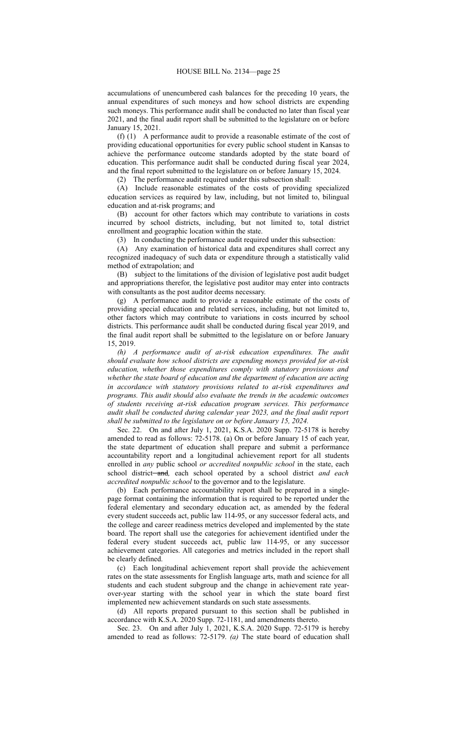accumulations of unencumbered cash balances for the preceding 10 years, the annual expenditures of such moneys and how school districts are expending such moneys. This performance audit shall be conducted no later than fiscal year 2021, and the final audit report shall be submitted to the legislature on or before January 15, 2021.

(f) (1) A performance audit to provide a reasonable estimate of the cost of providing educational opportunities for every public school student in Kansas to achieve the performance outcome standards adopted by the state board of education. This performance audit shall be conducted during fiscal year 2024, and the final report submitted to the legislature on or before January 15, 2024.

(2) The performance audit required under this subsection shall:

(A) Include reasonable estimates of the costs of providing specialized education services as required by law, including, but not limited to, bilingual education and at-risk programs; and

(B) account for other factors which may contribute to variations in costs incurred by school districts, including, but not limited to, total district enrollment and geographic location within the state.

(3) In conducting the performance audit required under this subsection:

(A) Any examination of historical data and expenditures shall correct any recognized inadequacy of such data or expenditure through a statistically valid method of extrapolation; and

(B) subject to the limitations of the division of legislative post audit budget and appropriations therefor, the legislative post auditor may enter into contracts with consultants as the post auditor deems necessary.

(g) A performance audit to provide a reasonable estimate of the costs of providing special education and related services, including, but not limited to, other factors which may contribute to variations in costs incurred by school districts. This performance audit shall be conducted during fiscal year 2019, and the final audit report shall be submitted to the legislature on or before January 15, 2019.

*(h) A performance audit of at-risk education expenditures. The audit should evaluate how school districts are expending moneys provided for at-risk education, whether those expenditures comply with statutory provisions and whether the state board of education and the department of education are acting in accordance with statutory provisions related to at-risk expenditures and programs. This audit should also evaluate the trends in the academic outcomes of students receiving at-risk education program services. This performance audit shall be conducted during calendar year 2023, and the final audit report shall be submitted to the legislature on or before January 15, 2024.*

Sec. 22. On and after July 1, 2021, K.S.A. 2020 Supp. 72-5178 is hereby amended to read as follows: 72-5178. (a) On or before January 15 of each year, the state department of education shall prepare and submit a performance accountability report and a longitudinal achievement report for all students enrolled in *any* public school *or accredited nonpublic school* in the state, each school district ~~and~~*,* each school operated by a school district *and each accredited nonpublic school* to the governor and to the legislature.

(b) Each performance accountability report shall be prepared in a single-page format containing the information that is required to be reported under the federal elementary and secondary education act, as amended by the federal every student succeeds act, public law 114-95, or any successor federal acts, and the college and career readiness metrics developed and implemented by the state board. The report shall use the categories for achievement identified under the federal every student succeeds act, public law 114-95, or any successor achievement categories. All categories and metrics included in the report shall be clearly defined.

(c) Each longitudinal achievement report shall provide the achievement rates on the state assessments for English language arts, math and science for all students and each student subgroup and the change in achievement rate year-over-year starting with the school year in which the state board first implemented new achievement standards on such state assessments.

(d) All reports prepared pursuant to this section shall be published in accordance with K.S.A. 2020 Supp. 72-1181, and amendments thereto.

Sec. 23. On and after July 1, 2021, K.S.A. 2020 Supp. 72-5179 is hereby amended to read as follows: 72-5179. *(a)* The state board of education shall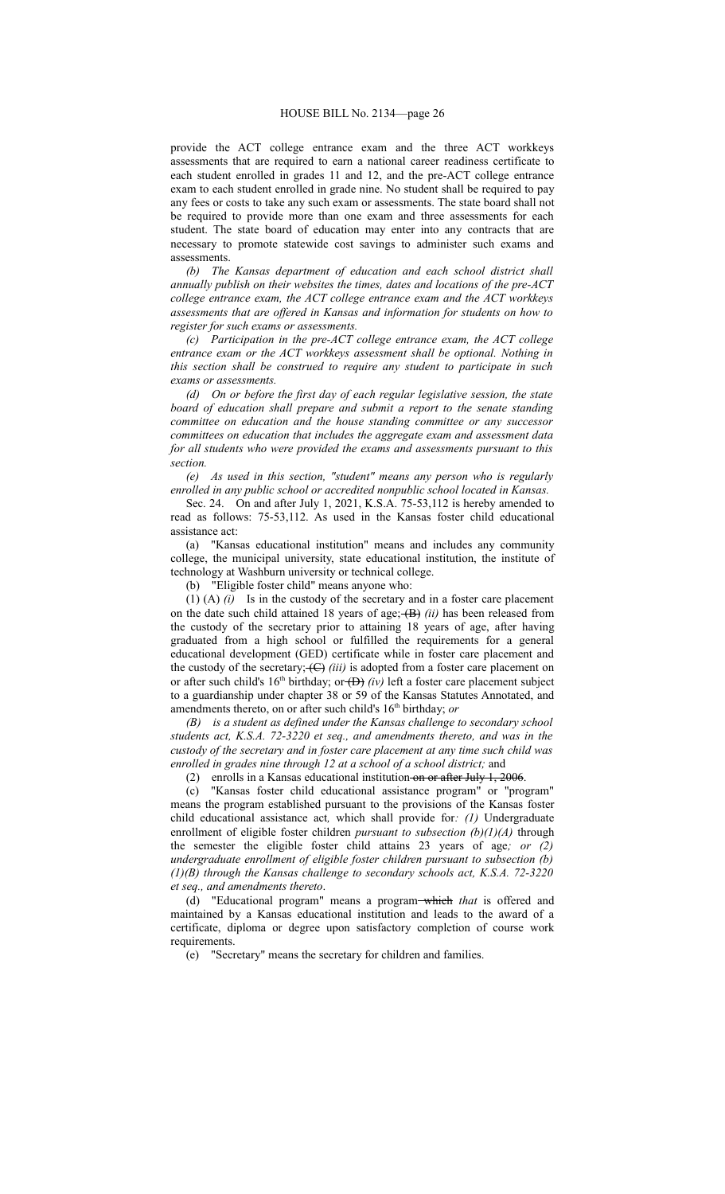provide the ACT college entrance exam and the three ACT workkeys assessments that are required to earn a national career readiness certificate to each student enrolled in grades 11 and 12, and the pre-ACT college entrance exam to each student enrolled in grade nine. No student shall be required to pay any fees or costs to take any such exam or assessments. The state board shall not be required to provide more than one exam and three assessments for each student. The state board of education may enter into any contracts that are necessary to promote statewide cost savings to administer such exams and assessments.

*(b) The Kansas department of education and each school district shall annually publish on their websites the times, dates and locations of the pre-ACT college entrance exam, the ACT college entrance exam and the ACT workkeys assessments that are offered in Kansas and information for students on how to register for such exams or assessments.*

*(c) Participation in the pre-ACT college entrance exam, the ACT college entrance exam or the ACT workkeys assessment shall be optional. Nothing in this section shall be construed to require any student to participate in such exams or assessments.*

*(d) On or before the first day of each regular legislative session, the state board of education shall prepare and submit a report to the senate standing committee on education and the house standing committee or any successor committees on education that includes the aggregate exam and assessment data for all students who were provided the exams and assessments pursuant to this section.*

*(e) As used in this section, "student" means any person who is regularly enrolled in any public school or accredited nonpublic school located in Kansas.*

Sec. 24. On and after July 1, 2021, K.S.A. 75-53,112 is hereby amended to read as follows: 75-53,112. As used in the Kansas foster child educational assistance act:

(a) "Kansas educational institution" means and includes any community college, the municipal university, state educational institution, the institute of technology at Washburn university or technical college.

(b) "Eligible foster child" means anyone who:

(1) (A) *(i)* Is in the custody of the secretary and in a foster care placement on the date such child attained 18 years of age; ~~(B)~~ *(ii)* has been released from the custody of the secretary prior to attaining 18 years of age, after having graduated from a high school or fulfilled the requirements for a general educational development (GED) certificate while in foster care placement and the custody of the secretary; ~~(C)~~ *(iii)* is adopted from a foster care placement on or after such child's 16th birthday; or ~~(D)~~ *(iv)* left a foster care placement subject to a guardianship under chapter 38 or 59 of the Kansas Statutes Annotated, and amendments thereto, on or after such child's 16th birthday; *or*

*(B) is a student as defined under the Kansas challenge to secondary school students act, K.S.A. 72-3220 et seq., and amendments thereto, and was in the custody of the secretary and in foster care placement at any time such child was enrolled in grades nine through 12 at a school of a school district;* and

(2) enrolls in a Kansas educational institution ~~on or after July 1, 2006~~.

(c) "Kansas foster child educational assistance program" or "program" means the program established pursuant to the provisions of the Kansas foster child educational assistance act*,* which shall provide for*: (1)* Undergraduate enrollment of eligible foster children *pursuant to subsection (b)(1)(A)* through the semester the eligible foster child attains 23 years of age*; or (2) undergraduate enrollment of eligible foster children pursuant to subsection (b)(1)(B) through the Kansas challenge to secondary schools act, K.S.A. 72-3220 et seq., and amendments thereto*.

(d) "Educational program" means a program ~~which~~ *that* is offered and maintained by a Kansas educational institution and leads to the award of a certificate, diploma or degree upon satisfactory completion of course work requirements.

(e) "Secretary" means the secretary for children and families.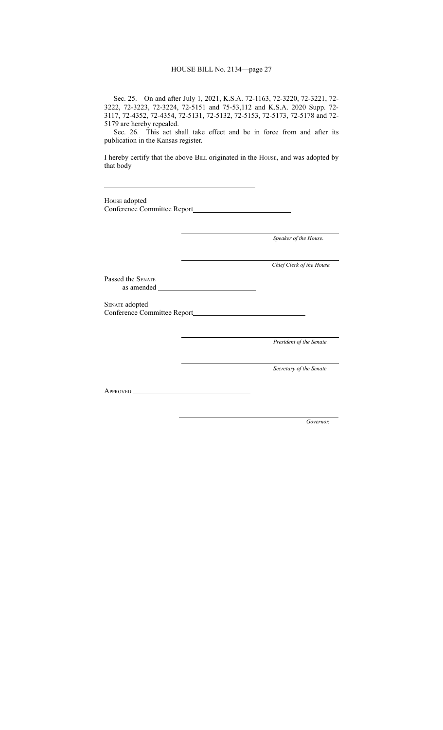Sec. 25. On and after July 1, 2021, K.S.A. 72-1163, 72-3220, 72-3221, 72-3222, 72-3223, 72-3224, 72-5151 and 75-53,112 and K.S.A. 2020 Supp. 72-3117, 72-4352, 72-4354, 72-5131, 72-5132, 72-5153, 72-5173, 72-5178 and 72-5179 are hereby repealed.

Sec. 26. This act shall take effect and be in force from and after its publication in the Kansas register.

I hereby certify that the above Bill originated in the House, and was adopted by that body

\_\_\_\_\_\_\_\_\_\_\_\_\_\_\_\_\_\_\_\_\_\_\_\_\_\_\_\_

House adopted
Conference Committee Report \_\_\_\_\_\_\_\_\_\_\_\_\_\_\_\_\_\_\_\_

\_\_\_\_\_\_\_\_\_\_\_\_\_\_\_\_\_\_\_\_\_\_\_\_\_\_\_\_
*Speaker of the House.*

\_\_\_\_\_\_\_\_\_\_\_\_\_\_\_\_\_\_\_\_\_\_\_\_\_\_\_\_
*Chief Clerk of the House.*

Passed the Senate
as amended \_\_\_\_\_\_\_\_\_\_\_\_\_\_\_\_\_\_\_\_

Senate adopted
Conference Committee Report \_\_\_\_\_\_\_\_\_\_\_\_\_\_\_\_\_\_\_\_

\_\_\_\_\_\_\_\_\_\_\_\_\_\_\_\_\_\_\_\_\_\_\_\_\_\_\_\_
*President of the Senate.*

\_\_\_\_\_\_\_\_\_\_\_\_\_\_\_\_\_\_\_\_\_\_\_\_\_\_\_\_
*Secretary of the Senate.*

Approved \_\_\_\_\_\_\_\_\_\_\_\_\_\_\_\_\_\_\_\_

\_\_\_\_\_\_\_\_\_\_\_\_\_\_\_\_\_\_\_\_\_\_\_\_\_\_\_\_
*Governor.*